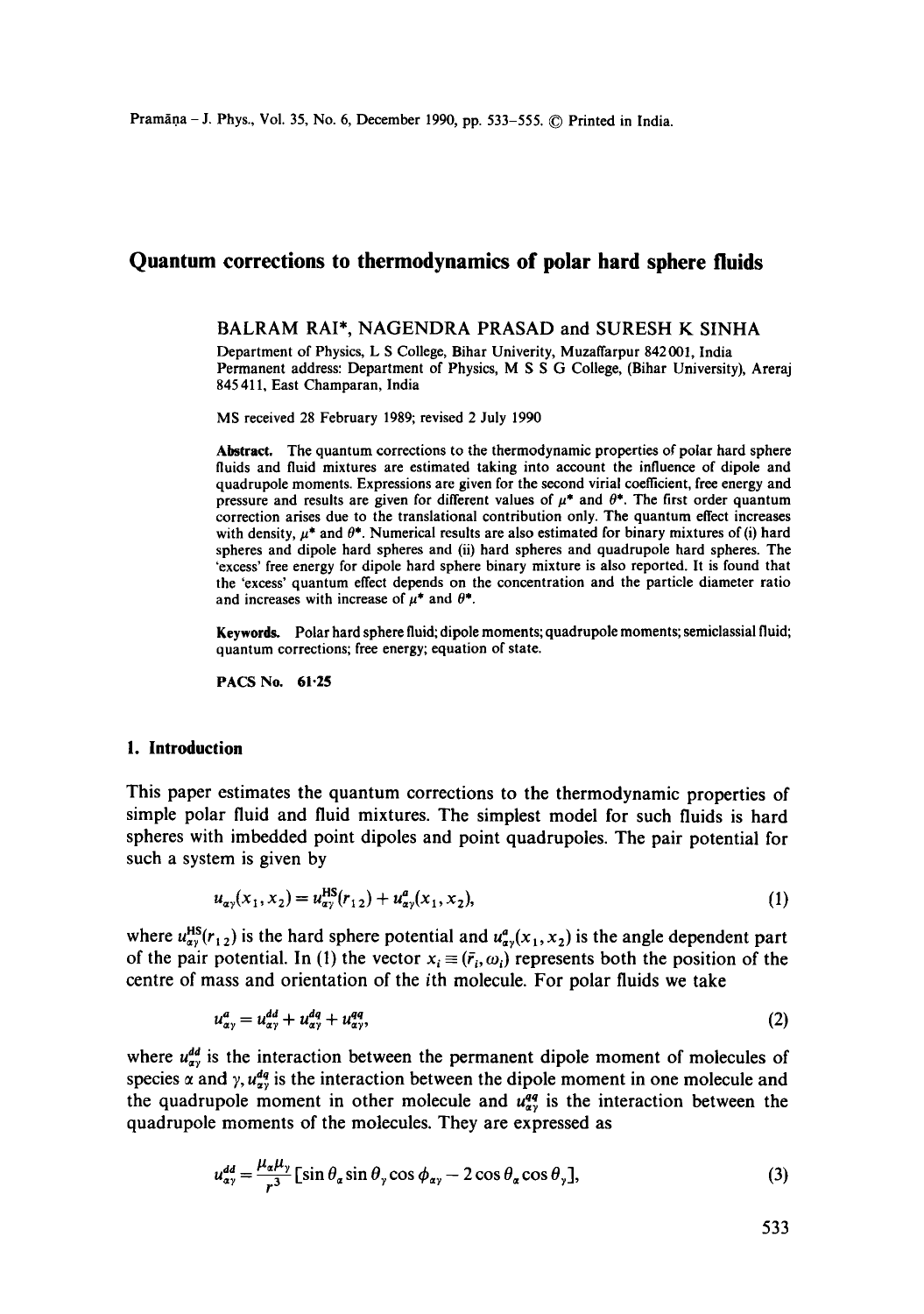# Quantum corrections to thermodynamics of polar hard sphere fluids

BALRAM RAI*, NAGENDRA PRASAD and SURESH K SINHA

Department of Physics, L S College, Bihar Univerity, Muzaffarpur 842001, India
Permanent address: Department of Physics, M S S G College, (Bihar University), Areraj 845411, East Champaran, India

MS received 28 February 1989; revised 2 July 1990

**Abstract.** The quantum corrections to the thermodynamic properties of polar hard sphere fluids and fluid mixtures are estimated taking into account the influence of dipole and quadrupole moments. Expressions are given for the second virial coefficient, free energy and pressure and results are given for different values of $\mu^*$ and $\theta^*$. The first order quantum correction arises due to the translational contribution only. The quantum effect increases with density, $\mu^*$ and $\theta^*$. Numerical results are also estimated for binary mixtures of (i) hard spheres and dipole hard spheres and (ii) hard spheres and quadrupole hard spheres. The 'excess' free energy for dipole hard sphere binary mixture is also reported. It is found that the 'excess' quantum effect depends on the concentration and the particle diameter ratio and increases with increase of $\mu^*$ and $\theta^*$.

**Keywords.** Polar hard sphere fluid; dipole moments; quadrupole moments; semiclassial fluid; quantum corrections; free energy; equation of state.

**PACS No.** 61·25

## 1. Introduction

This paper estimates the quantum corrections to the thermodynamic properties of simple polar fluid and fluid mixtures. The simplest model for such fluids is hard spheres with imbedded point dipoles and point quadrupoles. The pair potential for such a system is given by

$$u_{\alpha\gamma}(x_1, x_2) = u_{\alpha\gamma}^{\text{HS}}(r_{12}) + u_{\alpha\gamma}^{a}(x_1, x_2), \tag{1}$$

where $u_{\alpha\gamma}^{\text{HS}}(r_{12})$ is the hard sphere potential and $u_{\alpha\gamma}^{a}(x_1, x_2)$ is the angle dependent part of the pair potential. In (1) the vector $x_i \equiv (\bar{r}_i, \omega_i)$ represents both the position of the centre of mass and orientation of the $i$th molecule. For polar fluids we take

$$u_{\alpha\gamma}^{a} = u_{\alpha\gamma}^{dd} + u_{\alpha\gamma}^{dq} + u_{\alpha\gamma}^{qq}, \tag{2}$$

where $u_{\alpha\gamma}^{dd}$ is the interaction between the permanent dipole moment of molecules of species $\alpha$ and $\gamma$, $u_{\alpha\gamma}^{dq}$ is the interaction between the dipole moment in one molecule and the quadrupole moment in other molecule and $u_{\alpha\gamma}^{qq}$ is the interaction between the quadrupole moments of the molecules. They are expressed as

$$u_{\alpha\gamma}^{dd} = \frac{\mu_\alpha \mu_\gamma}{r^3}\left[\sin\theta_\alpha \sin\theta_\gamma \cos\phi_{\alpha\gamma} - 2\cos\theta_\alpha \cos\theta_\gamma\right], \tag{3}$$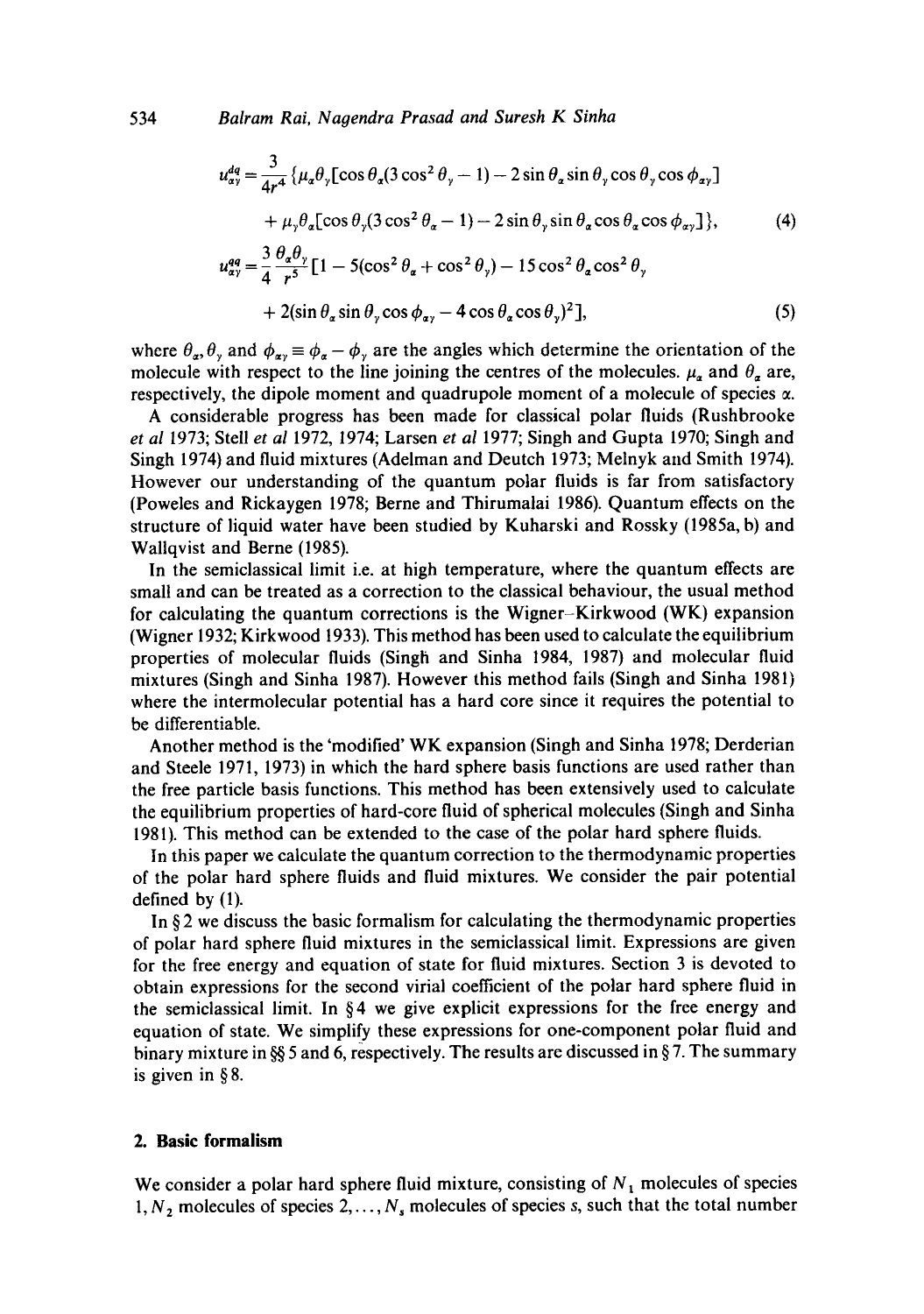$$u_{\alpha\gamma}^{dq} = \frac{3}{4r^4}\{\mu_\alpha\theta_\gamma[\cos\theta_\alpha(3\cos^2\theta_\gamma - 1) - 2\sin\theta_\alpha\sin\theta_\gamma\cos\theta_\gamma\cos\phi_{\alpha\gamma}]$$

$$+ \mu_\gamma\theta_\alpha[\cos\theta_\gamma(3\cos^2\theta_\alpha - 1) - 2\sin\theta_\gamma\sin\theta_\alpha\cos\theta_\alpha\cos\phi_{\alpha\gamma}]\}, \tag{4}$$

$$u_{\alpha\gamma}^{qq} = \frac{3}{4}\frac{\theta_\alpha\theta_\gamma}{r^5}[1 - 5(\cos^2\theta_\alpha + \cos^2\theta_\gamma) - 15\cos^2\theta_\alpha\cos^2\theta_\gamma$$

$$+ 2(\sin\theta_\alpha\sin\theta_\gamma\cos\phi_{\alpha\gamma} - 4\cos\theta_\alpha\cos\theta_\gamma)^2], \tag{5}$$

where $\theta_\alpha, \theta_\gamma$ and $\phi_{\alpha\gamma} \equiv \phi_\alpha - \phi_\gamma$ are the angles which determine the orientation of the molecule with respect to the line joining the centres of the molecules. $\mu_\alpha$ and $\theta_\alpha$ are, respectively, the dipole moment and quadrupole moment of a molecule of species $\alpha$.

A considerable progress has been made for classical polar fluids (Rushbrooke *et al* 1973; Stell *et al* 1972, 1974; Larsen *et al* 1977; Singh and Gupta 1970; Singh and Singh 1974) and fluid mixtures (Adelman and Deutch 1973; Melnyk and Smith 1974). However our understanding of the quantum polar fluids is far from satisfactory (Poweles and Rickaygen 1978; Berne and Thirumalai 1986). Quantum effects on the structure of liquid water have been studied by Kuharski and Rossky (1985a, b) and Wallqvist and Berne (1985).

In the semiclassical limit i.e. at high temperature, where the quantum effects are small and can be treated as a correction to the classical behaviour, the usual method for calculating the quantum corrections is the Wigner–Kirkwood (WK) expansion (Wigner 1932; Kirkwood 1933). This method has been used to calculate the equilibrium properties of molecular fluids (Singh and Sinha 1984, 1987) and molecular fluid mixtures (Singh and Sinha 1987). However this method fails (Singh and Sinha 1981) where the intermolecular potential has a hard core since it requires the potential to be differentiable.

Another method is the 'modified' WK expansion (Singh and Sinha 1978; Derderian and Steele 1971, 1973) in which the hard sphere basis functions are used rather than the free particle basis functions. This method has been extensively used to calculate the equilibrium properties of hard-core fluid of spherical molecules (Singh and Sinha 1981). This method can be extended to the case of the polar hard sphere fluids.

In this paper we calculate the quantum correction to the thermodynamic properties of the polar hard sphere fluids and fluid mixtures. We consider the pair potential defined by (1).

In § 2 we discuss the basic formalism for calculating the thermodynamic properties of polar hard sphere fluid mixtures in the semiclassical limit. Expressions are given for the free energy and equation of state for fluid mixtures. Section 3 is devoted to obtain expressions for the second virial coefficient of the polar hard sphere fluid in the semiclassical limit. In § 4 we give explicit expressions for the free energy and equation of state. We simplify these expressions for one-component polar fluid and binary mixture in §§ 5 and 6, respectively. The results are discussed in § 7. The summary is given in § 8.

## 2. Basic formalism

We consider a polar hard sphere fluid mixture, consisting of $N_1$ molecules of species $1, N_2$ molecules of species $2, \ldots, N_s$ molecules of species $s$, such that the total number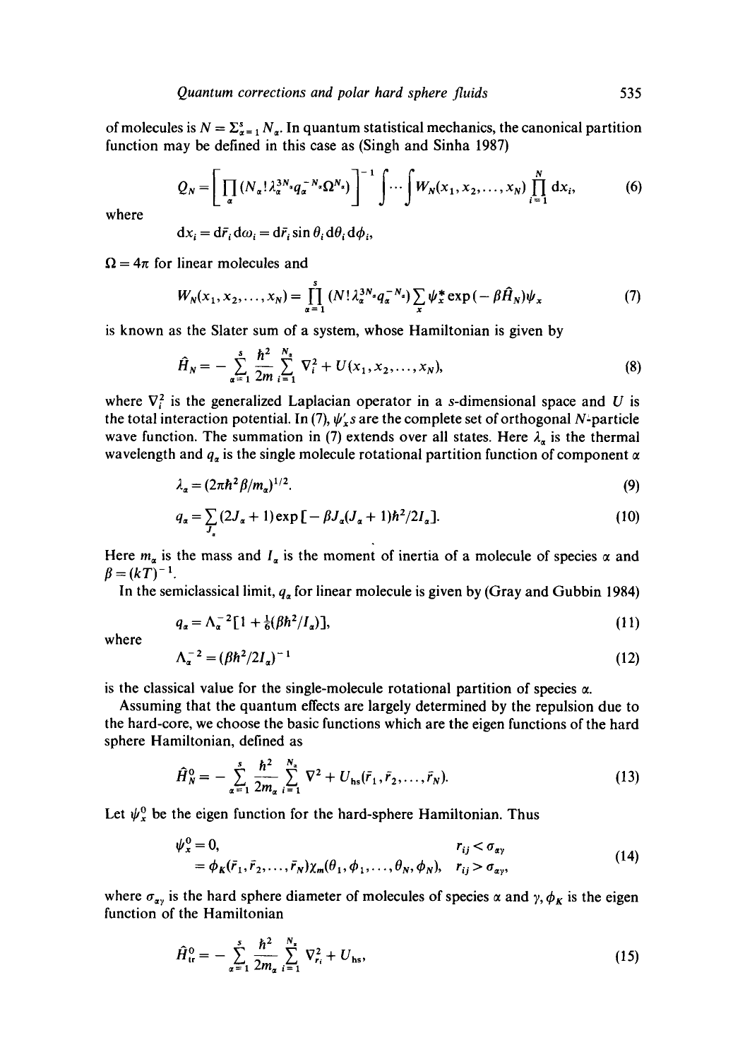of molecules is $N = \Sigma_{\alpha=1}^{s} N_\alpha$. In quantum statistical mechanics, the canonical partition function may be defined in this case as (Singh and Sinha 1987)

$$Q_N = \left[ \prod_\alpha (N_\alpha! \lambda_\alpha^{3N_\alpha} q_\alpha^{-N_\alpha} \Omega^{N_\alpha}) \right]^{-1} \int \cdots \int W_N(x_1, x_2, \ldots, x_N) \prod_{i=1}^{N} \mathrm{d}x_i, \tag{6}$$

where

$$\mathrm{d}x_i = \mathrm{d}\bar{r}_i \, \mathrm{d}\omega_i = \mathrm{d}\bar{r}_i \sin\theta_i \, \mathrm{d}\theta_i \, \mathrm{d}\phi_i,$$

$\Omega = 4\pi$ for linear molecules and

$$W_N(x_1, x_2, \ldots, x_N) = \prod_{\alpha=1}^{s} (N! \lambda_\alpha^{3N_\alpha} q_\alpha^{-N_\alpha}) \sum_x \psi_x^* \exp(-\beta \hat{H}_N) \psi_x \tag{7}$$

is known as the Slater sum of a system, whose Hamiltonian is given by

$$\hat{H}_N = -\sum_{\alpha=1}^{s} \frac{\hbar^2}{2m} \sum_{i=1}^{N_\alpha} \nabla_i^2 + U(x_1, x_2, \ldots, x_N), \tag{8}$$

where $\nabla_i^2$ is the generalized Laplacian operator in a $s$-dimensional space and $U$ is the total interaction potential. In (7), $\psi_x'$s are the complete set of orthogonal $N$-particle wave function. The summation in (7) extends over all states. Here $\lambda_\alpha$ is the thermal wavelength and $q_\alpha$ is the single molecule rotational partition function of component $\alpha$

$$\lambda_\alpha = (2\pi\hbar^2\beta/m_\alpha)^{1/2}. \tag{9}$$

$$q_\alpha = \sum_{J_\alpha} (2J_\alpha + 1) \exp[-\beta J_\alpha (J_\alpha + 1) \hbar^2 / 2I_\alpha]. \tag{10}$$

Here $m_\alpha$ is the mass and $I_\alpha$ is the moment of inertia of a molecule of species $\alpha$ and $\beta = (kT)^{-1}$.

In the semiclassical limit, $q_\alpha$ for linear molecule is given by (Gray and Gubbin 1984)

$$q_\alpha = \Lambda_\alpha^{-2}[1 + \tfrac{1}{6}(\beta\hbar^2/I_\alpha)], \tag{11}$$

where

$$\Lambda_\alpha^{-2} = (\beta\hbar^2/2I_\alpha)^{-1} \tag{12}$$

is the classical value for the single-molecule rotational partition of species $\alpha$.

Assuming that the quantum effects are largely determined by the repulsion due to the hard-core, we choose the basic functions which are the eigen functions of the hard sphere Hamiltonian, defined as

$$\hat{H}_N^0 = -\sum_{\alpha=1}^{s} \frac{\hbar^2}{2m_\alpha} \sum_{i=1}^{N_\alpha} \nabla^2 + U_{\mathrm{hs}}(\bar{r}_1, \bar{r}_2, \ldots, \bar{r}_N). \tag{13}$$

Let $\psi_x^0$ be the eigen function for the hard-sphere Hamiltonian. Thus

$$\begin{aligned} \psi_x^0 &= 0, & r_{ij} &< \sigma_{\alpha\gamma} \\ &= \phi_K(\bar{r}_1, \bar{r}_2, \ldots, \bar{r}_N) \chi_m(\theta_1, \phi_1, \ldots, \theta_N, \phi_N), & r_{ij} &> \sigma_{\alpha\gamma}, \end{aligned} \tag{14}$$

where $\sigma_{\alpha\gamma}$ is the hard sphere diameter of molecules of species $\alpha$ and $\gamma$, $\phi_K$ is the eigen function of the Hamiltonian

$$\hat{H}_{\mathrm{tr}}^0 = -\sum_{\alpha=1}^{s} \frac{\hbar^2}{2m_\alpha} \sum_{i=1}^{N_\alpha} \nabla_{r_i}^2 + U_{\mathrm{hs}}, \tag{15}$$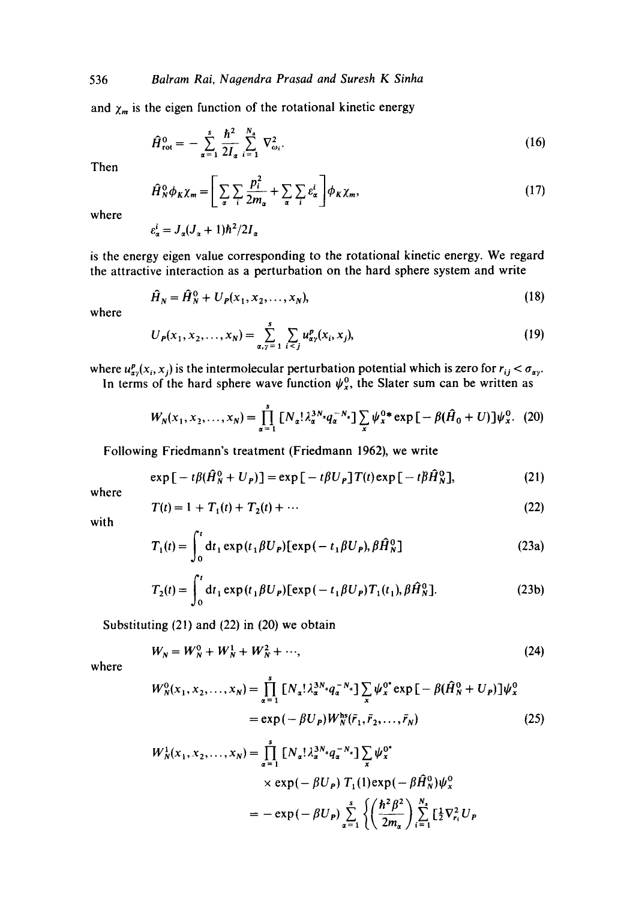and $\chi_m$ is the eigen function of the rotational kinetic energy

$$\hat{H}^0_{\rm rot} = -\sum_{\alpha=1}^{s} \frac{\hbar^2}{2I_\alpha} \sum_{i=1}^{N_\alpha} \nabla^2_{\omega_i}. \tag{16}$$

Then

$$\hat{H}^0_N \phi_K \chi_m = \left[ \sum_\alpha \sum_i \frac{p_i^2}{2m_\alpha} + \sum_\alpha \sum_i \varepsilon^i_\alpha \right] \phi_K \chi_m, \tag{17}$$

where

$$\varepsilon^i_\alpha = J_\alpha(J_\alpha + 1)\hbar^2/2I_\alpha$$

is the energy eigen value corresponding to the rotational kinetic energy. We regard the attractive interaction as a perturbation on the hard sphere system and write

$$\hat{H}_N = \hat{H}^0_N + U_P(x_1, x_2, \ldots, x_N), \tag{18}$$

where

$$U_P(x_1, x_2, \ldots, x_N) = \sum_{\alpha,\gamma=1}^{s} \sum_{i<j} u^p_{\alpha\gamma}(x_i, x_j), \tag{19}$$

where $u^p_{\alpha\gamma}(x_i, x_j)$ is the intermolecular perturbation potential which is zero for $r_{ij} < \sigma_{\alpha\gamma}$.

In terms of the hard sphere wave function $\psi^0_x$, the Slater sum can be written as

$$W_N(x_1, x_2, \ldots, x_N) = \prod_{\alpha=1}^{s} [N_\alpha! \lambda_\alpha^{3N_\alpha} q_\alpha^{-N_\alpha}] \sum_x \psi^{0*}_x \exp[-\beta(\hat{H}_0 + U)]\psi^0_x. \tag{20}$$

Following Friedmann's treatment (Friedmann 1962), we write

$$\exp[-t\beta(\hat{H}^0_N + U_P)] = \exp[-t\beta U_P] T(t) \exp[-t\beta \hat{H}^0_N], \tag{21}$$

where

$$T(t) = 1 + T_1(t) + T_2(t) + \cdots \tag{22}$$

with

$$T_1(t) = \int_0^t \mathrm{d}t_1 \exp(t_1 \beta U_P)[\exp(-t_1 \beta U_P), \beta \hat{H}^0_N] \tag{23a}$$

$$T_2(t) = \int_0^t \mathrm{d}t_1 \exp(t_1 \beta U_P)[\exp(-t_1 \beta U_P) T_1(t_1), \beta \hat{H}^0_N]. \tag{23b}$$

Substituting (21) and (22) in (20) we obtain

$$W_N = W^0_N + W^1_N + W^2_N + \cdots, \tag{24}$$

where

$$\begin{aligned} W^0_N(x_1, x_2, \ldots, x_N) &= \prod_{\alpha=1}^{s} [N_\alpha! \lambda_\alpha^{3N_\alpha} q_\alpha^{-N_\alpha}] \sum_x \psi^{0*}_x \exp[-\beta(\hat{H}^0_N + U_P)]\psi^0_x \\ &= \exp(-\beta U_P) W^{\rm hs}_N(\bar{r}_1, \bar{r}_2, \ldots, \bar{r}_N) \end{aligned} \tag{25}$$

$$\begin{aligned} W^1_N(x_1, x_2, \ldots, x_N) &= \prod_{\alpha=1}^{s} [N_\alpha! \lambda_\alpha^{3N_\alpha} q_\alpha^{-N_\alpha}] \sum_x \psi^{0*}_x \\ &\quad \times \exp(-\beta U_P)\, T_1(1) \exp(-\beta \hat{H}^0_N)\psi^0_x \\ &= -\exp(-\beta U_P) \sum_{\alpha=1}^{s} \left\{ \left( \frac{\hbar^2 \beta^2}{2m_\alpha} \right) \sum_{i=1}^{N_\alpha} [\tfrac{1}{2}\nabla^2_{r_i} U_P \end{aligned}$$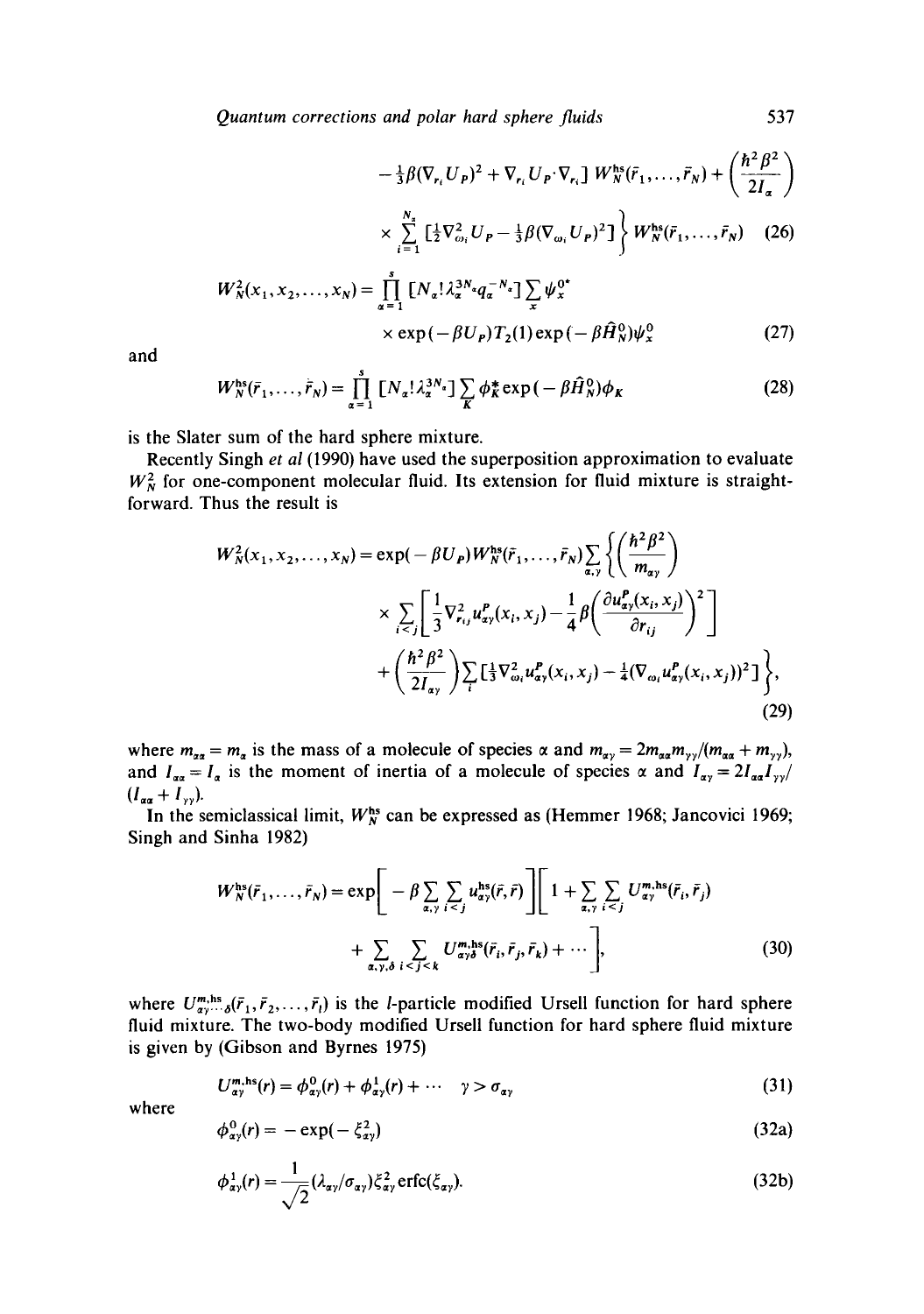$$
-\tfrac{1}{3}\beta(\nabla_{r_i}U_P)^2 + \nabla_{r_i}U_P\cdot\nabla_{r_i}\Big] W_N^{\text{hs}}(\bar{r}_1,\ldots,\bar{r}_N) + \left(\frac{\hbar^2\beta^2}{2I_\alpha}\right)
$$

$$
\times \sum_{i=1}^{N_\alpha} \left[\tfrac{1}{2}\nabla_{\omega_i}^2 U_P - \tfrac{1}{3}\beta(\nabla_{\omega_i}U_P)^2\right]\Bigg\} W_N^{\text{hs}}(\bar{r}_1,\ldots,\bar{r}_N) \tag{26}
$$

$$
W_N^2(x_1,x_2,\ldots,x_N) = \prod_{\alpha=1}^{s}\left[N_\alpha!\lambda_\alpha^{3N_\alpha}q_\alpha^{-N_\alpha}\right]\sum_x \psi_x^{0*}
$$

$$
\times \exp(-\beta U_P) T_2(1) \exp(-\beta \hat{H}_N^0)\psi_x^0 \tag{27}
$$

and

$$
W_N^{\text{hs}}(\bar{r}_1,\ldots,\bar{r}_N) = \prod_{\alpha=1}^{s}\left[N_\alpha!\lambda_\alpha^{3N_\alpha}\right]\sum_K \phi_K^* \exp(-\beta\hat{H}_N^0)\phi_K \tag{28}
$$

is the Slater sum of the hard sphere mixture.

Recently Singh *et al* (1990) have used the superposition approximation to evaluate $W_N^2$ for one-component molecular fluid. Its extension for fluid mixture is straightforward. Thus the result is

$$
W_N^2(x_1,x_2,\ldots,x_N) = \exp(-\beta U_P) W_N^{\text{hs}}(\bar{r}_1,\ldots,\bar{r}_N)\sum_{\alpha,\gamma}\Bigg\{\left(\frac{\hbar^2\beta^2}{m_{\alpha\gamma}}\right)
$$

$$
\times \sum_{i<j}\left[\frac{1}{3}\nabla_{r_{ij}}^2 u_{\alpha\gamma}^P(x_i,x_j) - \frac{1}{4}\beta\left(\frac{\partial u_{\alpha\gamma}^P(x_i,x_j)}{\partial r_{ij}}\right)^2\right]
$$

$$
+ \left(\frac{\hbar^2\beta^2}{2I_{\alpha\gamma}}\right)\sum_i\left[\tfrac{1}{3}\nabla_{\omega_i}^2 u_{\alpha\gamma}^P(x_i,x_j) - \tfrac{1}{4}(\nabla_{\omega_i}u_{\alpha\gamma}^P(x_i,x_j))^2\right]\Bigg\}, \tag{29}
$$

where $m_{\alpha\alpha} = m_\alpha$ is the mass of a molecule of species $\alpha$ and $m_{\alpha\gamma} = 2m_{\alpha\alpha}m_{\gamma\gamma}/(m_{\alpha\alpha} + m_{\gamma\gamma})$, and $I_{\alpha\alpha} = I_\alpha$ is the moment of inertia of a molecule of species $\alpha$ and $I_{\alpha\gamma} = 2I_{\alpha\alpha}I_{\gamma\gamma}/(I_{\alpha\alpha} + I_{\gamma\gamma})$.

In the semiclassical limit, $W_N^{\text{hs}}$ can be expressed as (Hemmer 1968; Jancovici 1969; Singh and Sinha 1982)

$$
W_N^{\text{hs}}(\bar{r}_1,\ldots,\bar{r}_N) = \exp\left[-\beta\sum_{\alpha,\gamma}\sum_{i<j}u_{\alpha\gamma}^{\text{hs}}(\bar{r},\bar{r})\right]\Bigg[1 + \sum_{\alpha,\gamma}\sum_{i<j}U_{\alpha\gamma}^{m,\text{hs}}(\bar{r}_i,\bar{r}_j)
$$

$$
+ \sum_{\alpha,\gamma,\delta}\sum_{i<j<k}U_{\alpha\gamma\delta}^{m,\text{hs}}(\bar{r}_i,\bar{r}_j,\bar{r}_k) + \cdots\Bigg], \tag{30}
$$

where $U_{\alpha\gamma\cdots\delta}^{m,\text{hs}}(\bar{r}_1,\bar{r}_2,\ldots,\bar{r}_l)$ is the $l$-particle modified Ursell function for hard sphere fluid mixture. The two-body modified Ursell function for hard sphere fluid mixture is given by (Gibson and Byrnes 1975)

$$
U_{\alpha\gamma}^{m,\text{hs}}(r) = \phi_{\alpha\gamma}^0(r) + \phi_{\alpha\gamma}^1(r) + \cdots \quad \gamma > \sigma_{\alpha\gamma} \tag{31}
$$

where

$$
\phi_{\alpha\gamma}^0(r) = -\exp(-\xi_{\alpha\gamma}^2) \tag{32a}
$$

$$
\phi_{\alpha\gamma}^1(r) = \frac{1}{\sqrt{2}}(\lambda_{\alpha\gamma}/\sigma_{\alpha\gamma})\xi_{\alpha\gamma}^2\,\text{erfc}(\xi_{\alpha\gamma}). \tag{32b}
$$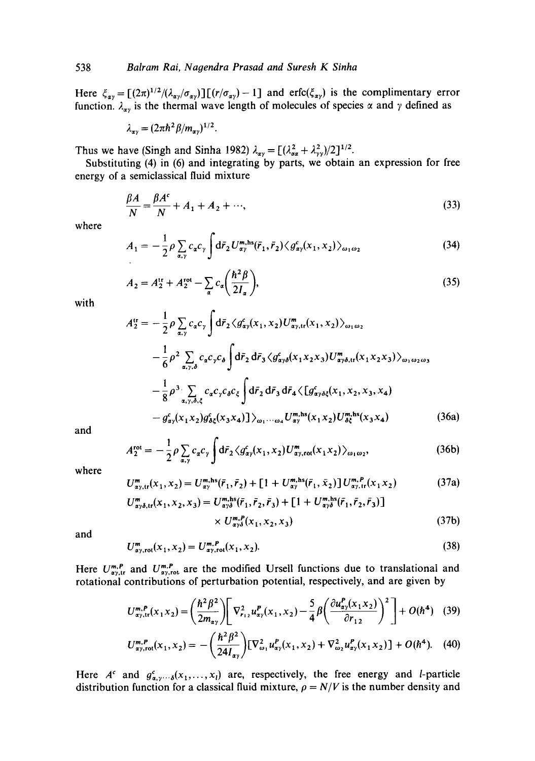Here $\xi_{\alpha\gamma} = [(2\pi)^{1/2}/(\lambda_{\alpha\gamma}/\sigma_{\alpha\gamma})][(r/\sigma_{\alpha\gamma}) - 1]$ and $\mathrm{erfc}(\xi_{\alpha\gamma})$ is the complimentary error function. $\lambda_{\alpha\gamma}$ is the thermal wave length of molecules of species $\alpha$ and $\gamma$ defined as

$$\lambda_{\alpha\gamma} = (2\pi\hbar^2\beta/m_{\alpha\gamma})^{1/2}.$$

Thus we have (Singh and Sinha 1982) $\lambda_{\alpha\gamma} = [(\lambda_{\alpha\alpha}^2 + \lambda_{\gamma\gamma}^2)/2]^{1/2}$.

Substituting (4) in (6) and integrating by parts, we obtain an expression for free energy of a semiclassical fluid mixture

$$\frac{\beta A}{N} = \frac{\beta A^c}{N} + A_1 + A_2 + \cdots, \tag{33}$$

where

$$A_1 = -\frac{1}{2}\rho \sum_{\alpha,\gamma} c_\alpha c_\gamma \int \mathrm{d}\bar{r}_2\, U_{\alpha\gamma}^{m,\mathrm{hs}}(\bar{r}_1, \bar{r}_2)\langle g_{\alpha\gamma}^c(x_1, x_2)\rangle_{\omega_1\omega_2} \tag{34}$$

$$A_2 = A_2^{\mathrm{tr}} + A_2^{\mathrm{rot}} - \sum_\alpha c_\alpha\left(\frac{\hbar^2\beta}{2I_\alpha}\right), \tag{35}$$

with

$$\begin{aligned}
A_2^{\mathrm{tr}} = &-\frac{1}{2}\rho \sum_{\alpha,\gamma} c_\alpha c_\gamma \int \mathrm{d}\bar{r}_2 \langle g_{\alpha\gamma}^c(x_1, x_2) U_{\alpha\gamma,\mathrm{tr}}^m(x_1, x_2)\rangle_{\omega_1\omega_2} \\
&-\frac{1}{6}\rho^2 \sum_{\alpha,\gamma,\delta} c_\alpha c_\gamma c_\delta \int \mathrm{d}\bar{r}_2\, \mathrm{d}\bar{r}_3 \langle g_{\alpha\gamma\delta}^c(x_1 x_2 x_3) U_{\alpha\gamma\delta,\mathrm{tr}}^m(x_1 x_2 x_3)\rangle_{\omega_1\omega_2\omega_3} \\
&-\frac{1}{8}\rho^3 \sum_{\alpha,\gamma,\delta,\xi} c_\alpha c_\gamma c_\delta c_\xi \int \mathrm{d}\bar{r}_2\, \mathrm{d}\bar{r}_3\, \mathrm{d}\bar{r}_4 \langle [g_{\alpha\gamma\delta\xi}^c(x_1, x_2, x_3, x_4) \\
&- g_{\alpha\gamma}^c(x_1 x_2) g_{\delta\xi}^c(x_3 x_4)]\rangle_{\omega_1\cdots\omega_4} U_{\alpha\gamma}^{m,\mathrm{hs}}(x_1 x_2) U_{\delta\xi}^{m,\mathrm{hs}}(x_3 x_4)
\end{aligned} \tag{36a}$$

and

$$A_2^{\mathrm{rot}} = -\frac{1}{2}\rho \sum_{\alpha,\gamma} c_\alpha c_\gamma \int \mathrm{d}\bar{r}_2 \langle g_{\alpha\gamma}^c(x_1, x_2) U_{\alpha\gamma,\mathrm{rot}}^m(x_1 x_2)\rangle_{\omega_1\omega_2}, \tag{36b}$$

where

$$U_{\alpha\gamma,\mathrm{tr}}^m(x_1, x_2) = U_{\alpha\gamma}^{m,\mathrm{hs}}(\bar{r}_1, \bar{r}_2) + [1 + U_{\alpha\gamma}^{m,\mathrm{hs}}(\bar{r}_1, \bar{x}_2)] U_{\alpha\gamma,\mathrm{tr}}^{m,P}(x_1 x_2) \tag{37a}$$

$$U_{\alpha\gamma\delta,\mathrm{tr}}^m(x_1, x_2, x_3) = U_{\alpha\gamma\delta}^{m,\mathrm{hs}}(\bar{r}_1, \bar{r}_2, \bar{r}_3) + [1 + U_{\alpha\gamma\delta}^{m,\mathrm{hs}}(\bar{r}_1, \bar{r}_2, \bar{r}_3)] \times U_{\alpha\gamma\delta}^{m,P}(x_1, x_2, x_3) \tag{37b}$$

and

$$U_{\alpha\gamma,\mathrm{rot}}^m(x_1, x_2) = U_{\alpha\gamma,\mathrm{rot}}^{m,P}(x_1, x_2). \tag{38}$$

Here $U_{\alpha\gamma,\mathrm{tr}}^{m,P}$ and $U_{\alpha\gamma,\mathrm{rot}}^{m,P}$ are the modified Ursell functions due to translational and rotational contributions of perturbation potential, respectively, and are given by

$$U_{\alpha\gamma,\mathrm{tr}}^{m,P}(x_1 x_2) = \left(\frac{\hbar^2\beta^2}{2m_{\alpha\gamma}}\right)\left[\nabla_{r_{12}}^2 u_{\alpha\gamma}^P(x_1, x_2) - \frac{5}{4}\beta\left(\frac{\partial u_{\alpha\gamma}^P(x_1 x_2)}{\partial r_{12}}\right)^2\right] + O(\hbar^4) \tag{39}$$

$$U_{\alpha\gamma,\mathrm{rot}}^{m,P}(x_1, x_2) = -\left(\frac{\hbar^2\beta^2}{24I_{\alpha\gamma}}\right)[\nabla_{\omega_1}^2 u_{\alpha\gamma}^P(x_1, x_2) + \nabla_{\omega_2}^2 u_{\alpha\gamma}^P(x_1 x_2)] + O(\hbar^4). \tag{40}$$

Here $A^c$ and $g_{\alpha,\gamma\cdots\delta}^c(x_1, \ldots, x_l)$ are, respectively, the free energy and $l$-particle distribution function for a classical fluid mixture, $\rho = N/V$ is the number density and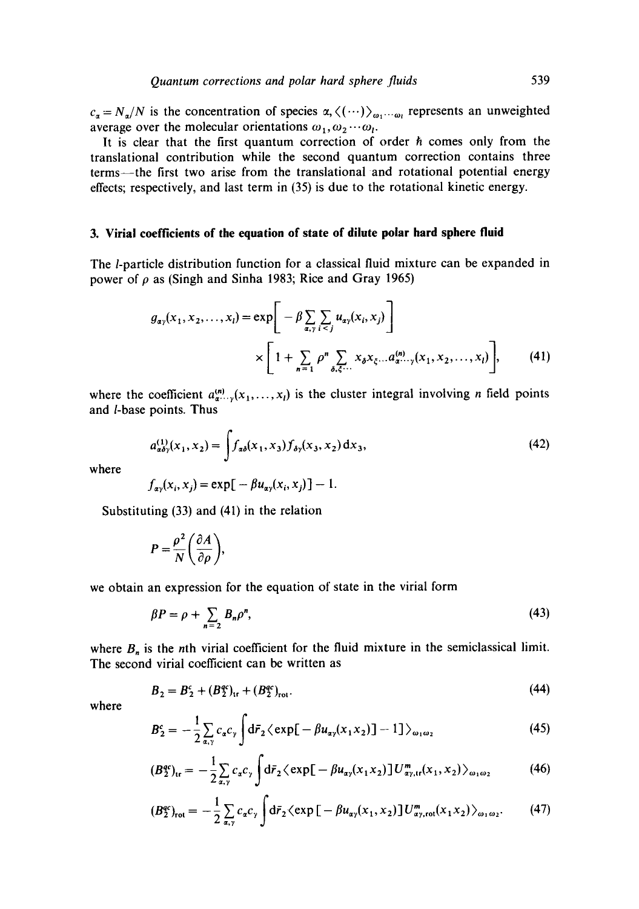$c_\alpha = N_\alpha/N$ is the concentration of species $\alpha$, $\langle(\cdots)\rangle_{\omega_1\cdots\omega_l}$ represents an unweighted average over the molecular orientations $\omega_1, \omega_2 \cdots \omega_l$.

It is clear that the first quantum correction of order $\hbar$ comes only from the translational contribution while the second quantum correction contains three terms—the first two arise from the translational and rotational potential energy effects; respectively, and last term in (35) is due to the rotational kinetic energy.

## 3. Virial coefficients of the equation of state of dilute polar hard sphere fluid

The $l$-particle distribution function for a classical fluid mixture can be expanded in power of $\rho$ as (Singh and Sinha 1983; Rice and Gray 1965)

$$g_{\alpha\gamma}(x_1, x_2, \ldots, x_l) = \exp\left[-\beta \sum_{\alpha,\gamma} \sum_{i<j} u_{\alpha\gamma}(x_i, x_j)\right] \times \left[1 + \sum_{n=1} \rho^n \sum_{\delta,\xi\cdots} x_\delta x_\xi \ldots a^{(n)}_{\alpha\cdots\gamma}(x_1, x_2, \ldots, x_l)\right], \tag{41}$$

where the coefficient $a^{(n)}_{\alpha\cdots\gamma}(x_1, \ldots, x_l)$ is the cluster integral involving $n$ field points and $l$-base points. Thus

$$a^{(1)}_{\alpha\delta\gamma}(x_1, x_2) = \int f_{\alpha\delta}(x_1, x_3) f_{\delta\gamma}(x_3, x_2)\, \mathrm{d}x_3, \tag{42}$$

where

$$f_{\alpha\gamma}(x_i, x_j) = \exp[-\beta u_{\alpha\gamma}(x_i, x_j)] - 1.$$

Substituting (33) and (41) in the relation

$$P = \frac{\rho^2}{N}\left(\frac{\partial A}{\partial \rho}\right),$$

we obtain an expression for the equation of state in the virial form

$$\beta P = \rho + \sum_{n=2} B_n \rho^n, \tag{43}$$

where $B_n$ is the $n$th virial coefficient for the fluid mixture in the semiclassical limit. The second virial coefficient can be written as

$$B_2 = B_2^c + (B_2^{qc})_{\mathrm{tr}} + (B_2^{qc})_{\mathrm{rot}}. \tag{44}$$

where

$$B_2^c = -\frac{1}{2}\sum_{\alpha,\gamma} c_\alpha c_\gamma \int \mathrm{d}\bar{r}_2 \langle \exp[-\beta u_{\alpha\gamma}(x_1 x_2)] - 1] \rangle_{\omega_1\omega_2} \tag{45}$$

$$(B_2^{qc})_{\mathrm{tr}} = -\frac{1}{2}\sum_{\alpha,\gamma} c_\alpha c_\gamma \int \mathrm{d}\bar{r}_2 \langle \exp[-\beta u_{\alpha\gamma}(x_1 x_2)] U^m_{\alpha\gamma,\mathrm{tr}}(x_1, x_2) \rangle_{\omega_1\omega_2} \tag{46}$$

$$(B_2^{qc})_{\mathrm{rot}} = -\frac{1}{2}\sum_{\alpha,\gamma} c_\alpha c_\gamma \int \mathrm{d}\bar{r}_2 \langle \exp[-\beta u_{\alpha\gamma}(x_1, x_2)] U^m_{\alpha\gamma,\mathrm{rot}}(x_1 x_2) \rangle_{\omega_1\omega_2}. \tag{47}$$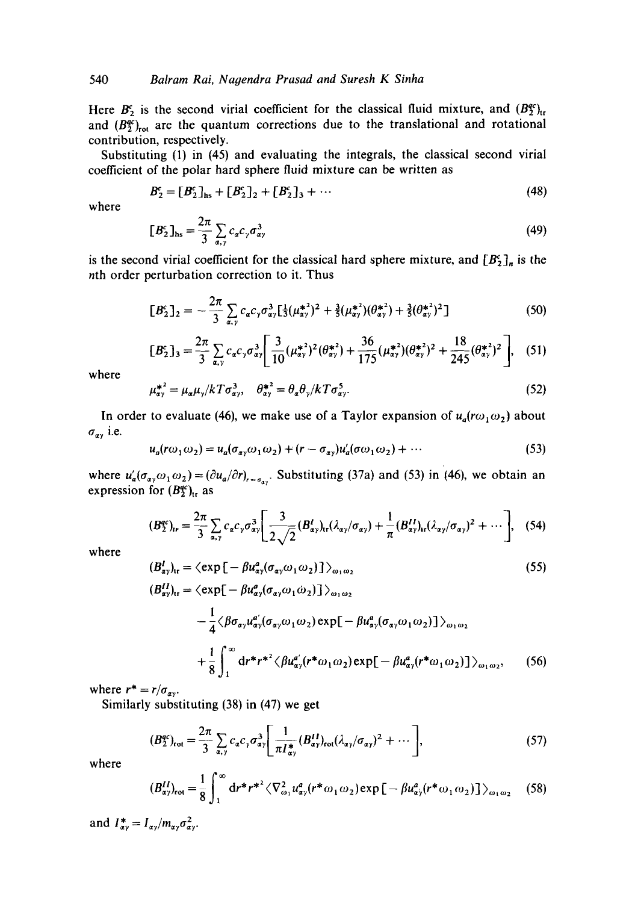Here $B_2^c$ is the second virial coefficient for the classical fluid mixture, and $(B_2^{qc})_{tr}$ and $(B_2^{qc})_{rot}$ are the quantum corrections due to the translational and rotational contribution, respectively.

Substituting (1) in (45) and evaluating the integrals, the classical second virial coefficient of the polar hard sphere fluid mixture can be written as

$$B_2^c = [B_2^c]_{hs} + [B_2^c]_2 + [B_2^c]_3 + \cdots \tag{48}$$

where

$$[B_2^c]_{hs} = \frac{2\pi}{3} \sum_{\alpha,\gamma} c_\alpha c_\gamma \sigma_{\alpha\gamma}^3 \tag{49}$$

is the second virial coefficient for the classical hard sphere mixture, and $[B_2^c]_n$ is the $n$th order perturbation correction to it. Thus

$$[B_2^c]_2 = -\frac{2\pi}{3} \sum_{\alpha,\gamma} c_\alpha c_\gamma \sigma_{\alpha\gamma}^3 [\tfrac{1}{3}(\mu_{\alpha\gamma}^{*^2})^2 + \tfrac{3}{5}(\mu_{\alpha\gamma}^{*^2})(\theta_{\alpha\gamma}^{*^2}) + \tfrac{3}{5}(\theta_{\alpha\gamma}^{*^2})^2] \tag{50}$$

$$[B_2^c]_3 = \frac{2\pi}{3} \sum_{\alpha,\gamma} c_\alpha c_\gamma \sigma_{\alpha\gamma}^3 \left[ \frac{3}{10}(\mu_{\alpha\gamma}^{*^2})^2(\theta_{\alpha\gamma}^{*^2}) + \frac{36}{175}(\mu_{\alpha\gamma}^{*^2})(\theta_{\alpha\gamma}^{*^2})^2 + \frac{18}{245}(\theta_{\alpha\gamma}^{*^2})^2 \right], \tag{51}$$

where

$$\mu_{\alpha\gamma}^{*^2} = \mu_\alpha \mu_\gamma / kT\sigma_{\alpha\gamma}^3, \quad \theta_{\alpha\gamma}^{*^2} = \theta_\alpha \theta_\gamma / kT\sigma_{\alpha\gamma}^5. \tag{52}$$

In order to evaluate (46), we make use of a Taylor expansion of $u_a(r\omega_1\omega_2)$ about $\sigma_{\alpha\gamma}$ i.e.

$$u_a(r\omega_1\omega_2) = u_a(\sigma_{\alpha\gamma}\omega_1\omega_2) + (r - \sigma_{\alpha\gamma})u_a'(\sigma\omega_1\omega_2) + \cdots \tag{53}$$

where $u_a'(\sigma_{\alpha\gamma}\omega_1\omega_2) = (\partial u_a/\partial r)_{r=\sigma_{\alpha\gamma}}$. Substituting (37a) and (53) in (46), we obtain an expression for $(B_2^{qc})_{tr}$ as

$$(B_2^{qc})_{tr} = \frac{2\pi}{3} \sum_{\alpha,\gamma} c_\alpha c_\gamma \sigma_{\alpha\gamma}^3 \left[ \frac{3}{2\sqrt{2}} (B_{\alpha\gamma}^I)_{tr}(\lambda_{\alpha\gamma}/\sigma_{\alpha\gamma}) + \frac{1}{\pi}(B_{\alpha\gamma}^{II})_{tr}(\lambda_{\alpha\gamma}/\sigma_{\alpha\gamma})^2 + \cdots \right], \tag{54}$$

where

$$(B_{\alpha\gamma}^I)_{tr} = \langle \exp[-\beta u_{\alpha\gamma}^a(\sigma_{\alpha\gamma}\omega_1\omega_2)] \rangle_{\omega_1\omega_2} \tag{55}$$

$$\begin{aligned}(B_{\alpha\gamma}^{II})_{tr} = {} & \langle \exp[-\beta u_{\alpha\gamma}^a(\sigma_{\alpha\gamma}\omega_1\omega_2)] \rangle_{\omega_1\omega_2} \\ & - \frac{1}{4} \langle \beta\sigma_{\alpha\gamma} u_{\alpha\gamma}^{a'}(\sigma_{\alpha\gamma}\omega_1\omega_2) \exp[-\beta u_{\alpha\gamma}^a(\sigma_{\alpha\gamma}\omega_1\omega_2)] \rangle_{\omega_1\omega_2} \\ & + \frac{1}{8} \int_1^\infty dr^* r^{*^2} \langle \beta u_{\alpha\gamma}^{a'}(r^*\omega_1\omega_2) \exp[-\beta u_{\alpha\gamma}^a(r^*\omega_1\omega_2)] \rangle_{\omega_1\omega_2},\end{aligned} \tag{56}$$

where $r^* = r/\sigma_{\alpha\gamma}$.

Similarly substituting (38) in (47) we get

$$(B_2^{qc})_{rot} = \frac{2\pi}{3} \sum_{\alpha,\gamma} c_\alpha c_\gamma \sigma_{\alpha\gamma}^3 \left[ \frac{1}{\pi I_{\alpha\gamma}^*} (B_{\alpha\gamma}^{II})_{rot}(\lambda_{\alpha\gamma}/\sigma_{\alpha\gamma})^2 + \cdots \right], \tag{57}$$

where

$$(B_{\alpha\gamma}^{II})_{rot} = \frac{1}{8} \int_1^\infty dr^* r^{*^2} \langle \nabla_{\omega_1}^2 u_{\alpha\gamma}^a(r^*\omega_1\omega_2) \exp[-\beta u_{\alpha\gamma}^a(r^*\omega_1\omega_2)] \rangle_{\omega_1\omega_2} \tag{58}$$

and $I_{\alpha\gamma}^* = I_{\alpha\gamma}/m_{\alpha\gamma}\sigma_{\alpha\gamma}^2$.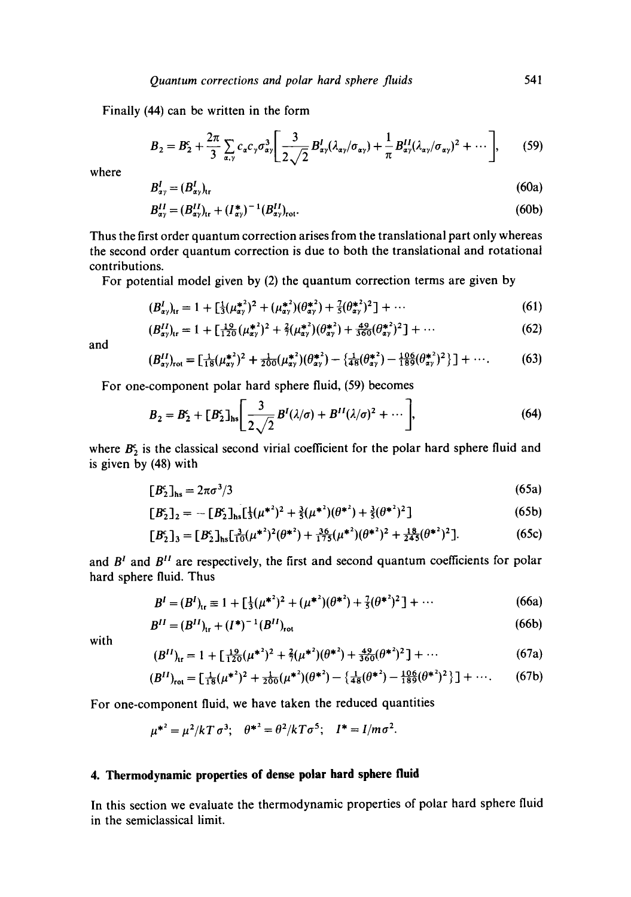Finally (44) can be written in the form

$$B_2 = B_2^c + \frac{2\pi}{3} \sum_{\alpha,\gamma} c_\alpha c_\gamma \sigma_{\alpha\gamma}^3 \left[ \frac{3}{2\sqrt{2}} B_{\alpha\gamma}^I (\lambda_{\alpha\gamma}/\sigma_{\alpha\gamma}) + \frac{1}{\pi} B_{\alpha\gamma}^{II} (\lambda_{\alpha\gamma}/\sigma_{\alpha\gamma})^2 + \cdots \right], \tag{59}$$

where

$$B_{\alpha\gamma}^I = (B_{\alpha\gamma}^I)_{tr} \tag{60a}$$

$$B_{\alpha\gamma}^{II} = (B_{\alpha\gamma}^{II})_{tr} + (I_{\alpha\gamma}^*)^{-1} (B_{\alpha\gamma}^{II})_{rot}. \tag{60b}$$

Thus the first order quantum correction arises from the translational part only whereas the second order quantum correction is due to both the translational and rotational contributions.

For potential model given by (2) the quantum correction terms are given by

$$(B_{\alpha\gamma}^I)_{tr} = 1 + [\tfrac{1}{3}(\mu_{\alpha\gamma}^{*2})^2 + (\mu_{\alpha\gamma}^{*2})(\theta_{\alpha\gamma}^{*2}) + \tfrac{7}{5}(\theta_{\alpha\gamma}^{*2})^2] + \cdots \tag{61}$$

$$(B_{\alpha\gamma}^{II})_{tr} = 1 + [\tfrac{19}{120}(\mu_{\alpha\gamma}^{*2})^2 + \tfrac{2}{7}(\mu_{\alpha\gamma}^{*2})(\theta_{\alpha\gamma}^{*2}) + \tfrac{49}{360}(\theta_{\alpha\gamma}^{*2})^2] + \cdots \tag{62}$$

and

$$(B_{\alpha\gamma}^{II})_{rot} = [\tfrac{1}{18}(\mu_{\alpha\gamma}^{*2})^2 + \tfrac{1}{200}(\mu_{\alpha\gamma}^{*2})(\theta_{\alpha\gamma}^{*2}) - \{\tfrac{1}{48}(\theta_{\alpha\gamma}^{*2}) - \tfrac{106}{189}(\theta_{\alpha\gamma}^{*2})^2\}] + \cdots. \tag{63}$$

For one-component polar hard sphere fluid, (59) becomes

$$B_2 = B_2^c + [B_2^c]_{hs} \left[ \frac{3}{2\sqrt{2}} B^I(\lambda/\sigma) + B^{II}(\lambda/\sigma)^2 + \cdots \right], \tag{64}$$

where $B_2^c$ is the classical second virial coefficient for the polar hard sphere fluid and is given by (48) with

$$[B_2^c]_{hs} = 2\pi\sigma^3/3 \tag{65a}$$

$$[B_2^c]_2 = -[B_2^c]_{hs}[\tfrac{1}{3}(\mu^{*2})^2 + \tfrac{3}{5}(\mu^{*2})(\theta^{*2}) + \tfrac{3}{5}(\theta^{*2})^2] \tag{65b}$$

$$[B_2^c]_3 = [B_2^c]_{hs}[\tfrac{3}{10}(\mu^{*2})^2(\theta^{*2}) + \tfrac{36}{175}(\mu^{*2})(\theta^{*2})^2 + \tfrac{18}{245}(\theta^{*2})^2]. \tag{65c}$$

and $B^I$ and $B^{II}$ are respectively, the first and second quantum coefficients for polar hard sphere fluid. Thus

$$B^I = (B^I)_{tr} \equiv 1 + [\tfrac{1}{3}(\mu^{*2})^2 + (\mu^{*2})(\theta^{*2}) + \tfrac{7}{5}(\theta^{*2})^2] + \cdots \tag{66a}$$

$$B^{II} = (B^{II})_{tr} + (I^*)^{-1}(B^{II})_{rot} \tag{66b}$$

with

$$(B^{II})_{tr} = 1 + [\tfrac{19}{120}(\mu^{*2})^2 + \tfrac{2}{7}(\mu^{*2})(\theta^{*2}) + \tfrac{49}{360}(\theta^{*2})^2] + \cdots \tag{67a}$$

$$(B^{II})_{rot} = [\tfrac{1}{18}(\mu^{*2})^2 + \tfrac{1}{200}(\mu^{*2})(\theta^{*2}) - \{\tfrac{1}{48}(\theta^{*2}) - \tfrac{106}{189}(\theta^{*2})^2\}] + \cdots. \tag{67b}$$

For one-component fluid, we have taken the reduced quantities

$$\mu^{*2} = \mu^2/kT\sigma^3; \quad \theta^{*2} = \theta^2/kT\sigma^5; \quad I^* = I/m\sigma^2.$$

## 4. Thermodynamic properties of dense polar hard sphere fluid

In this section we evaluate the thermodynamic properties of polar hard sphere fluid in the semiclassical limit.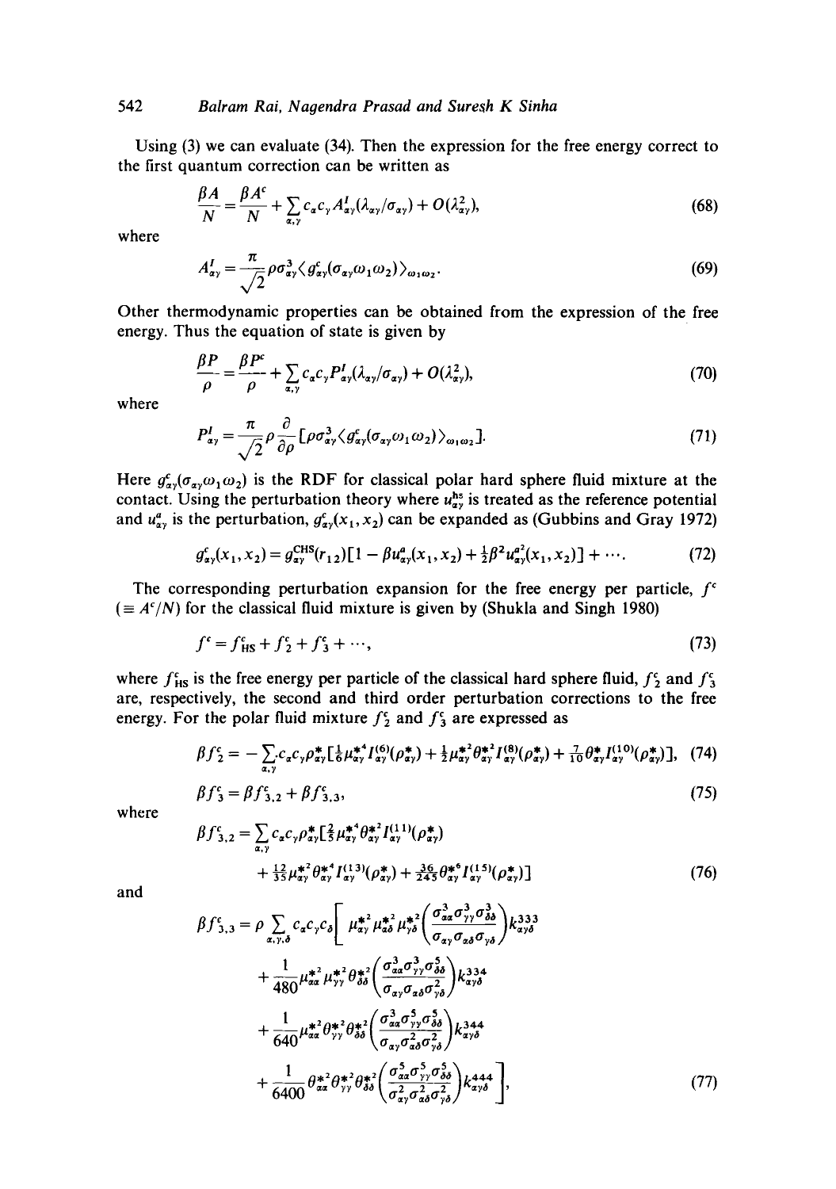Using (3) we can evaluate (34). Then the expression for the free energy correct to the first quantum correction can be written as

$$\frac{\beta A}{N} = \frac{\beta A^c}{N} + \sum_{\alpha,\gamma} c_\alpha c_\gamma A^I_{\alpha\gamma}(\lambda_{\alpha\gamma}/\sigma_{\alpha\gamma}) + O(\lambda^2_{\alpha\gamma}), \tag{68}$$

where

$$A^I_{\alpha\gamma} = \frac{\pi}{\sqrt{2}} \rho \sigma^3_{\alpha\gamma} \langle g^c_{\alpha\gamma}(\sigma_{\alpha\gamma}\omega_1\omega_2)\rangle_{\omega_1\omega_2}. \tag{69}$$

Other thermodynamic properties can be obtained from the expression of the free energy. Thus the equation of state is given by

$$\frac{\beta P}{\rho} = \frac{\beta P^c}{\rho} + \sum_{\alpha,\gamma} c_\alpha c_\gamma P^I_{\alpha\gamma}(\lambda_{\alpha\gamma}/\sigma_{\alpha\gamma}) + O(\lambda^2_{\alpha\gamma}), \tag{70}$$

where

$$P^I_{\alpha\gamma} = \frac{\pi}{\sqrt{2}} \rho \frac{\partial}{\partial \rho} [\rho \sigma^3_{\alpha\gamma} \langle g^c_{\alpha\gamma}(\sigma_{\alpha\gamma}\omega_1\omega_2)\rangle_{\omega_1\omega_2}]. \tag{71}$$

Here $g^c_{\alpha\gamma}(\sigma_{\alpha\gamma}\omega_1\omega_2)$ is the RDF for classical polar hard sphere fluid mixture at the contact. Using the perturbation theory where $u^{hs}_{\alpha\gamma}$ is treated as the reference potential and $u^a_{\alpha\gamma}$ is the perturbation, $g^c_{\alpha\gamma}(x_1, x_2)$ can be expanded as (Gubbins and Gray 1972)

$$g^c_{\alpha\gamma}(x_1, x_2) = g^{CHS}_{\alpha\gamma}(r_{12})[1 - \beta u^a_{\alpha\gamma}(x_1, x_2) + \tfrac{1}{2}\beta^2 u^{a^2}_{\alpha\gamma}(x_1, x_2)] + \cdots. \tag{72}$$

The corresponding perturbation expansion for the free energy per particle, $f^c$ ($\equiv A^c/N$) for the classical fluid mixture is given by (Shukla and Singh 1980)

$$f^c = f^c_{HS} + f^c_2 + f^c_3 + \cdots, \tag{73}$$

where $f^c_{HS}$ is the free energy per particle of the classical hard sphere fluid, $f^c_2$ and $f^c_3$ are, respectively, the second and third order perturbation corrections to the free energy. For the polar fluid mixture $f^c_2$ and $f^c_3$ are expressed as

$$\beta f^c_2 = -\sum_{\alpha,\gamma} c_\alpha c_\gamma \rho^*_{\alpha\gamma}[\tfrac{1}{6}\mu^{*^4}_{\alpha\gamma} I^{(6)}_{\alpha\gamma}(\rho^*_{\alpha\gamma}) + \tfrac{1}{2}\mu^{*^2}_{\alpha\gamma}\theta^{*^2}_{\alpha\gamma} I^{(8)}_{\alpha\gamma}(\rho^*_{\alpha\gamma}) + \tfrac{7}{10}\theta^{*}_{\alpha\gamma} I^{(10)}_{\alpha\gamma}(\rho^*_{\alpha\gamma})], \tag{74}$$

$$\beta f^c_3 = \beta f^c_{3,2} + \beta f^c_{3,3}, \tag{75}$$

where

$$\beta f^c_{3,2} = \sum_{\alpha,\gamma} c_\alpha c_\gamma \rho^*_{\alpha\gamma}[\tfrac{2}{5}\mu^{*^4}_{\alpha\gamma}\theta^{*^2}_{\alpha\gamma} I^{(11)}_{\alpha\gamma}(\rho^*_{\alpha\gamma}) + \tfrac{12}{35}\mu^{*^2}_{\alpha\gamma}\theta^{*^4}_{\alpha\gamma} I^{(13)}_{\alpha\gamma}(\rho^*_{\alpha\gamma}) + \tfrac{36}{245}\theta^{*^6}_{\alpha\gamma} I^{(15)}_{\alpha\gamma}(\rho^*_{\alpha\gamma})] \tag{76}$$

and

$$\begin{aligned}\beta f^c_{3,3} = \rho \sum_{\alpha,\gamma,\delta} c_\alpha c_\gamma c_\delta \Bigg[ & \mu^{*^2}_{\alpha\gamma}\mu^{*^2}_{\alpha\delta}\mu^{*^2}_{\gamma\delta}\left(\frac{\sigma^3_{\alpha\alpha}\sigma^3_{\gamma\gamma}\sigma^3_{\delta\delta}}{\sigma_{\alpha\gamma}\sigma_{\alpha\delta}\sigma_{\gamma\delta}}\right)k^{333}_{\alpha\gamma\delta} \\ & + \frac{1}{480}\mu^{*^2}_{\alpha\alpha}\mu^{*^2}_{\gamma\gamma}\theta^{*^2}_{\delta\delta}\left(\frac{\sigma^3_{\alpha\alpha}\sigma^3_{\gamma\gamma}\sigma^5_{\delta\delta}}{\sigma_{\alpha\gamma}\sigma_{\alpha\delta}\sigma^2_{\gamma\delta}}\right)k^{334}_{\alpha\gamma\delta} \\ & + \frac{1}{640}\mu^{*^2}_{\alpha\alpha}\theta^{*^2}_{\gamma\gamma}\theta^{*^2}_{\delta\delta}\left(\frac{\sigma^3_{\alpha\alpha}\sigma^5_{\gamma\gamma}\sigma^5_{\delta\delta}}{\sigma_{\alpha\gamma}\sigma^2_{\alpha\delta}\sigma^2_{\gamma\delta}}\right)k^{344}_{\alpha\gamma\delta} \\ & + \frac{1}{6400}\theta^{*^2}_{\alpha\alpha}\theta^{*^2}_{\gamma\gamma}\theta^{*^2}_{\delta\delta}\left(\frac{\sigma^5_{\alpha\alpha}\sigma^5_{\gamma\gamma}\sigma^5_{\delta\delta}}{\sigma^2_{\alpha\gamma}\sigma^2_{\alpha\delta}\sigma^2_{\gamma\delta}}\right)k^{444}_{\alpha\gamma\delta}\Bigg],\end{aligned} \tag{77}$$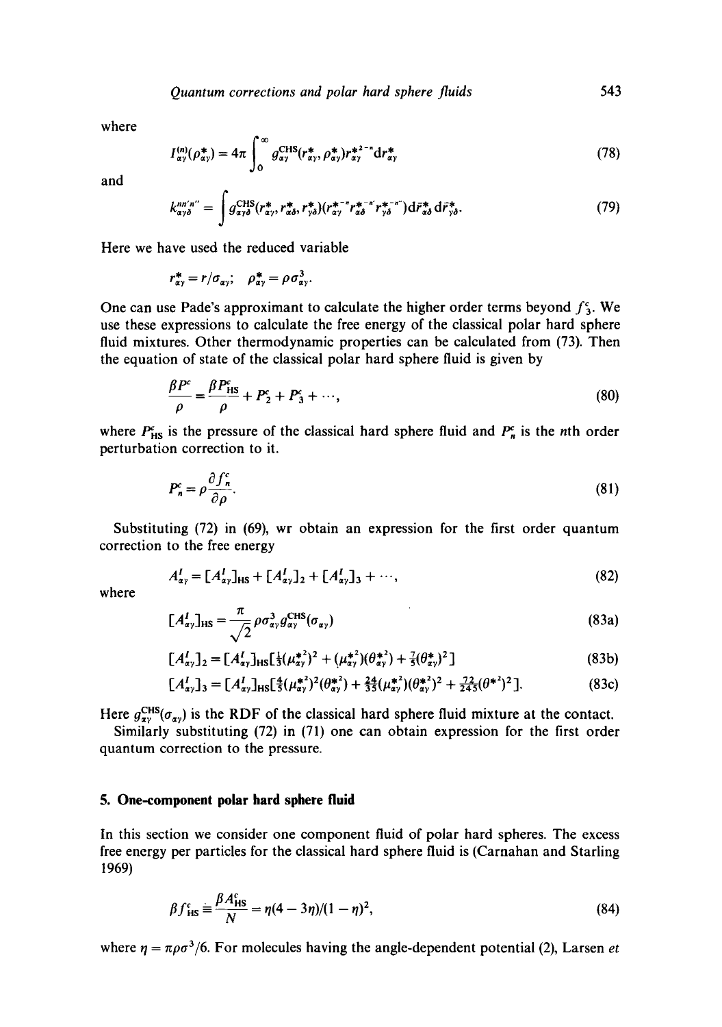where

$$I_{\alpha\gamma}^{(n)}(\rho_{\alpha\gamma}^*) = 4\pi \int_0^\infty g_{\alpha\gamma}^{\text{CHS}}(r_{\alpha\gamma}^*, \rho_{\alpha\gamma}^*) r_{\alpha\gamma}^{*2-n} \mathrm{d}r_{\alpha\gamma}^* \tag{78}$$

and

$$k_{\alpha\gamma\delta}^{nn'n''} = \int g_{\alpha\gamma\delta}^{\text{CHS}}(r_{\alpha\gamma}^*, r_{\alpha\delta}^*, r_{\gamma\delta}^*)(r_{\alpha\gamma}^{*-n} r_{\alpha\delta}^{*-n'} r_{\gamma\delta}^{*-n''}) \mathrm{d}\bar{r}_{\alpha\delta}^* \mathrm{d}\bar{r}_{\gamma\delta}^*. \tag{79}$$

Here we have used the reduced variable

$$r_{\alpha\gamma}^* = r/\sigma_{\alpha\gamma}; \quad \rho_{\alpha\gamma}^* = \rho\sigma_{\alpha\gamma}^3.$$

One can use Pade's approximant to calculate the higher order terms beyond $f_3^c$. We use these expressions to calculate the free energy of the classical polar hard sphere fluid mixtures. Other thermodynamic properties can be calculated from (73). Then the equation of state of the classical polar hard sphere fluid is given by

$$\frac{\beta P^c}{\rho} = \frac{\beta P_{\text{HS}}^c}{\rho} + P_2^c + P_3^c + \cdots, \tag{80}$$

where $P_{\text{HS}}^c$ is the pressure of the classical hard sphere fluid and $P_n^c$ is the $n$th order perturbation correction to it.

$$P_n^c = \rho \frac{\partial f_n^c}{\partial \rho}. \tag{81}$$

Substituting (72) in (69), wr obtain an expression for the first order quantum correction to the free energy

$$A_{\alpha\gamma}^I = [A_{\alpha\gamma}^I]_{\text{HS}} + [A_{\alpha\gamma}^I]_2 + [A_{\alpha\gamma}^I]_3 + \cdots, \tag{82}$$

where

$$[A_{\alpha\gamma}^I]_{\text{HS}} = \frac{\pi}{\sqrt{2}} \rho \sigma_{\alpha\gamma}^3 g_{\alpha\gamma}^{\text{CHS}}(\sigma_{\alpha\gamma}) \tag{83a}$$

$$[A_{\alpha\gamma}^I]_2 = [A_{\alpha\gamma}^I]_{\text{HS}}[\tfrac{1}{3}(\mu_{\alpha\gamma}^{*2})^2 + (\mu_{\alpha\gamma}^{*2})(\theta_{\alpha\gamma}^{*2}) + \tfrac{7}{5}(\theta_{\alpha\gamma}^*)^2] \tag{83b}$$

$$[A_{\alpha\gamma}^I]_3 = [A_{\alpha\gamma}^I]_{\text{HS}}[\tfrac{4}{5}(\mu_{\alpha\gamma}^{*2})^2(\theta_{\alpha\gamma}^{*2}) + \tfrac{24}{35}(\mu_{\alpha\gamma}^{*2})(\theta_{\alpha\gamma}^{*2})^2 + \tfrac{72}{245}(\theta^{*2})^2]. \tag{83c}$$

Here $g_{\alpha\gamma}^{\text{CHS}}(\sigma_{\alpha\gamma})$ is the RDF of the classical hard sphere fluid mixture at the contact.

Similarly substituting (72) in (71) one can obtain expression for the first order quantum correction to the pressure.

## 5. One-component polar hard sphere fluid

In this section we consider one component fluid of polar hard spheres. The excess free energy per particles for the classical hard sphere fluid is (Carnahan and Starling 1969)

$$\beta f_{\text{HS}}^c \equiv \frac{\beta A_{\text{HS}}^c}{N} = \eta(4 - 3\eta)/(1 - \eta)^2, \tag{84}$$

where $\eta = \pi\rho\sigma^3/6$. For molecules having the angle-dependent potential (2), Larsen *et*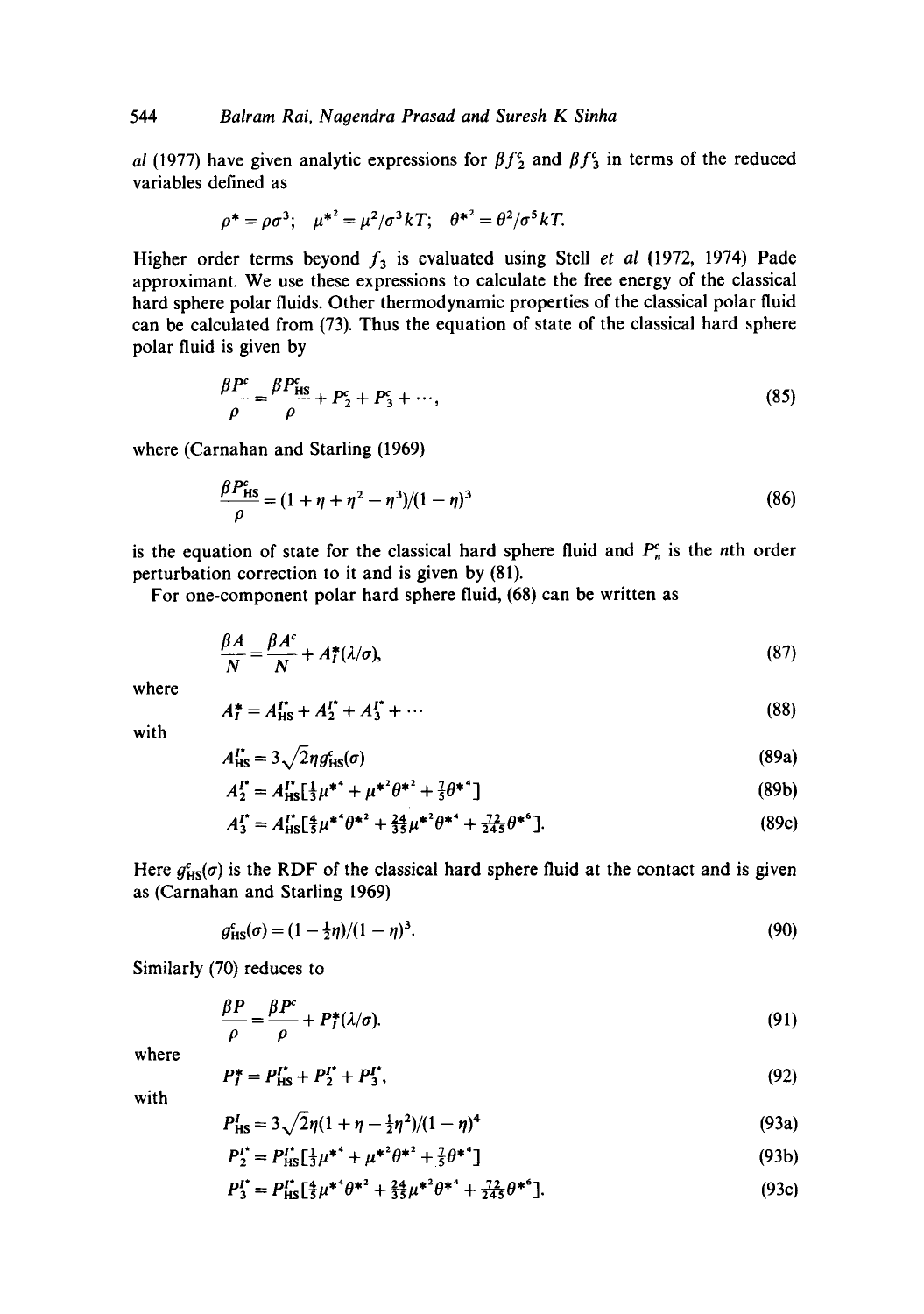*al* (1977) have given analytic expressions for $\beta f_2^c$ and $\beta f_3^c$ in terms of the reduced variables defined as

$$\rho^* = \rho\sigma^3; \quad \mu^{*^2} = \mu^2/\sigma^3 kT; \quad \theta^{*^2} = \theta^2/\sigma^5 kT.$$

Higher order terms beyond $f_3$ is evaluated using Stell *et al* (1972, 1974) Pade approximant. We use these expressions to calculate the free energy of the classical hard sphere polar fluids. Other thermodynamic properties of the classical polar fluid can be calculated from (73). Thus the equation of state of the classical hard sphere polar fluid is given by

$$\frac{\beta P^c}{\rho} = \frac{\beta P_{HS}^c}{\rho} + P_2^c + P_3^c + \cdots, \tag{85}$$

where (Carnahan and Starling (1969)

$$\frac{\beta P_{HS}^c}{\rho} = (1 + \eta + \eta^2 - \eta^3)/(1 - \eta)^3 \tag{86}$$

is the equation of state for the classical hard sphere fluid and $P_n^c$ is the $n$th order perturbation correction to it and is given by (81).

For one-component polar hard sphere fluid, (68) can be written as

$$\frac{\beta A}{N} = \frac{\beta A^c}{N} + A_I^*(\lambda/\sigma), \tag{87}$$

where

$$A_I^* = A_{HS}^{I^*} + A_2^{I^*} + A_3^{I^*} + \cdots \tag{88}$$

with

$$A_{HS}^{I^*} = 3\sqrt{2}\eta g_{HS}^c(\sigma) \tag{89a}$$

$$A_2^{I^*} = A_{HS}^{I^*}[\tfrac{1}{3}\mu^{*^4} + \mu^{*^2}\theta^{*^2} + \tfrac{7}{5}\theta^{*^4}] \tag{89b}$$

$$A_3^{I^*} = A_{HS}^{I^*}[\tfrac{4}{5}\mu^{*^4}\theta^{*^2} + \tfrac{24}{35}\mu^{*^2}\theta^{*^4} + \tfrac{72}{245}\theta^{*^6}]. \tag{89c}$$

Here $g_{HS}^c(\sigma)$ is the RDF of the classical hard sphere fluid at the contact and is given as (Carnahan and Starling 1969)

$$g_{HS}^c(\sigma) = (1 - \tfrac{1}{2}\eta)/(1 - \eta)^3. \tag{90}$$

Similarly (70) reduces to

$$\frac{\beta P}{\rho} = \frac{\beta P^c}{\rho} + P_I^*(\lambda/\sigma). \tag{91}$$

where

$$P_I^* = P_{HS}^{I^*} + P_2^{I^*} + P_3^{I^*}, \tag{92}$$

with

$$P_{HS}^I = 3\sqrt{2}\eta(1 + \eta - \tfrac{1}{2}\eta^2)/(1 - \eta)^4 \tag{93a}$$

$$P_2^{I^*} = P_{HS}^{I^*}[\tfrac{1}{3}\mu^{*^4} + \mu^{*^2}\theta^{*^2} + \tfrac{7}{5}\theta^{*^4}] \tag{93b}$$

$$P_3^{I^*} = P_{HS}^{I^*}[\tfrac{4}{5}\mu^{*^4}\theta^{*^2} + \tfrac{24}{35}\mu^{*^2}\theta^{*^4} + \tfrac{72}{245}\theta^{*^6}]. \tag{93c}$$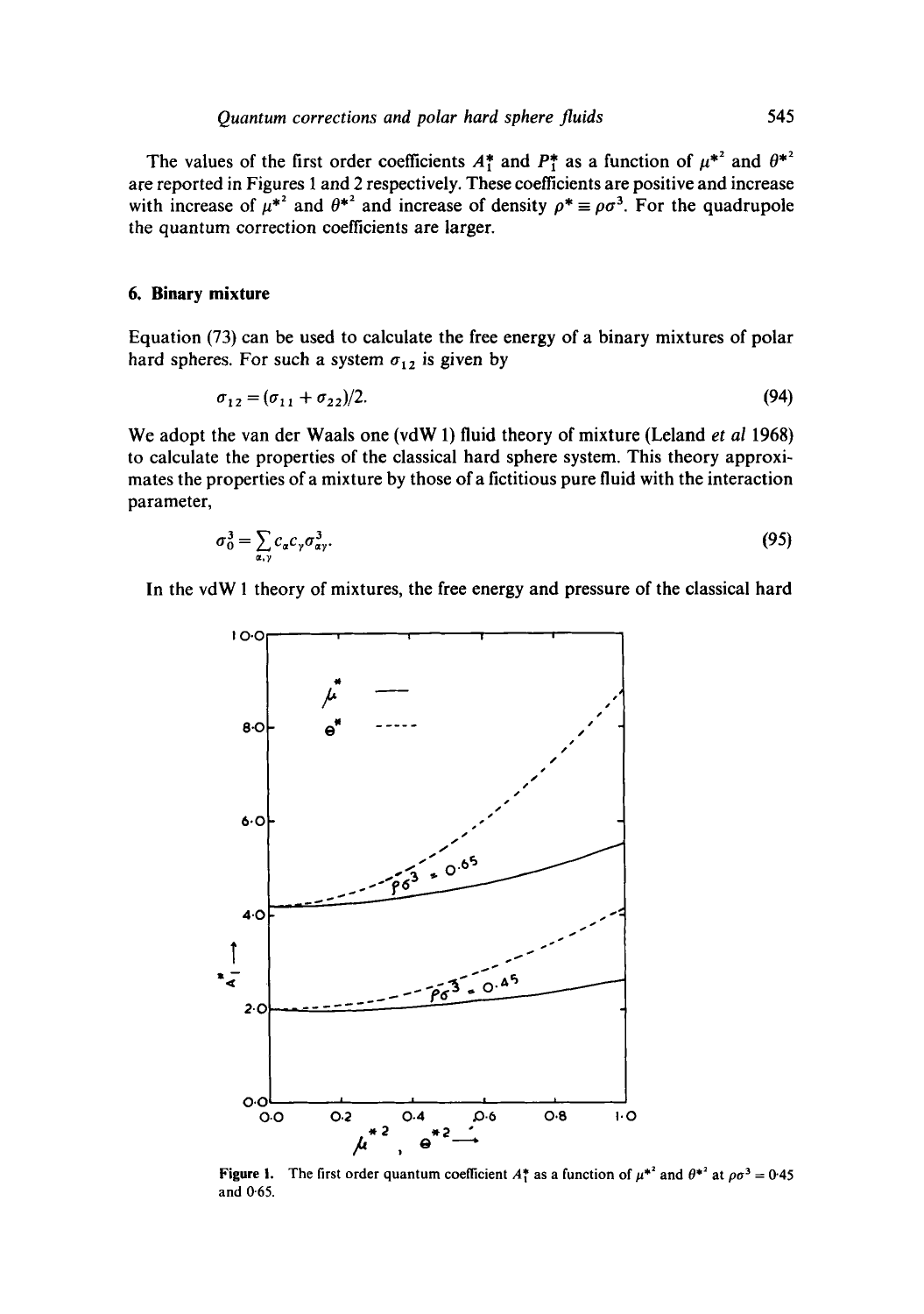The values of the first order coefficients $A_1^*$ and $P_1^*$ as a function of $\mu^{*2}$ and $\theta^{*2}$ are reported in Figures 1 and 2 respectively. These coefficients are positive and increase with increase of $\mu^{*2}$ and $\theta^{*2}$ and increase of density $\rho^* \equiv \rho\sigma^3$. For the quadrupole the quantum correction coefficients are larger.

## 6. Binary mixture

Equation (73) can be used to calculate the free energy of a binary mixtures of polar hard spheres. For such a system $\sigma_{12}$ is given by

$$\sigma_{12} = (\sigma_{11} + \sigma_{22})/2. \tag{94}$$

We adopt the van der Waals one (vdW 1) fluid theory of mixture (Leland *et al* 1968) to calculate the properties of the classical hard sphere system. This theory approximates the properties of a mixture by those of a fictitious pure fluid with the interaction parameter,

$$\sigma_0^3 = \sum_{\alpha,\gamma} c_\alpha c_\gamma \sigma_{\alpha\gamma}^3. \tag{95}$$

In the vdW 1 theory of mixtures, the free energy and pressure of the classical hard

**Figure 1.** The first order quantum coefficient $A_1^*$ as a function of $\mu^{*2}$ and $\theta^{*2}$ at $\rho\sigma^3 = 0.45$ and 0.65.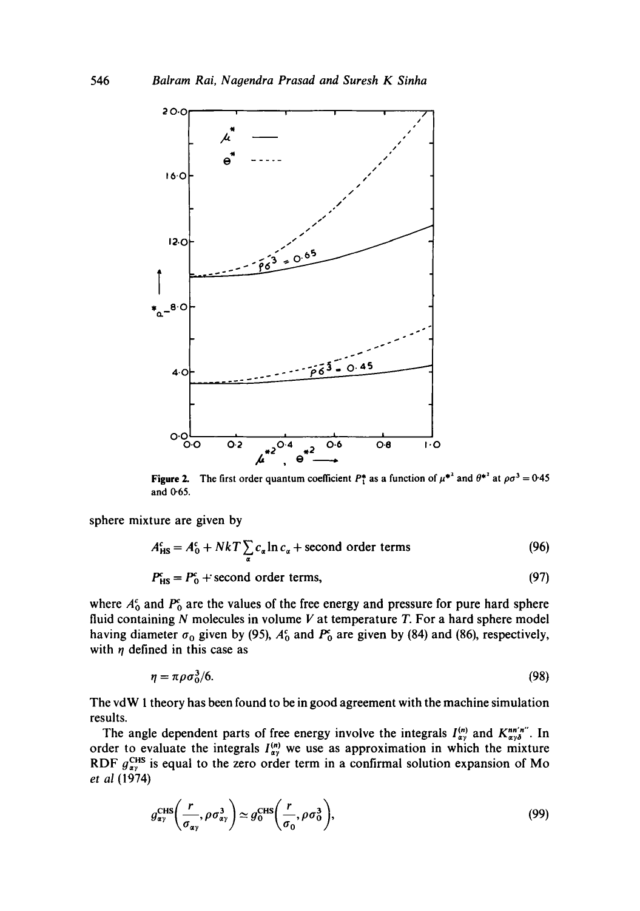Figure 2. The first order quantum coefficient $P_1^*$ as a function of $\mu^{*2}$ and $\theta^{*2}$ at $\rho\sigma^3 = 0{\cdot}45$ and 0·65.

sphere mixture are given by

$$A_{\rm HS}^{\rm c} = A_0^{\rm c} + NkT\sum_\alpha c_\alpha \ln c_\alpha + \text{second order terms} \tag{96}$$

$$P_{\rm HS}^{\rm c} = P_0^{\rm c} + \text{second order terms}, \tag{97}$$

where $A_0^{\rm c}$ and $P_0^{\rm c}$ are the values of the free energy and pressure for pure hard sphere fluid containing $N$ molecules in volume $V$ at temperature $T$. For a hard sphere model having diameter $\sigma_0$ given by (95), $A_0^{\rm c}$ and $P_0^{\rm c}$ are given by (84) and (86), respectively, with $\eta$ defined in this case as

$$\eta = \pi\rho\sigma_0^3/6. \tag{98}$$

The vdW 1 theory has been found to be in good agreement with the machine simulation results.

The angle dependent parts of free energy involve the integrals $I_{\alpha\gamma}^{(n)}$ and $K_{\alpha\gamma\delta}^{nn'n''}$. In order to evaluate the integrals $I_{\alpha\gamma}^{(n)}$ we use as approximation in which the mixture RDF $g_{\alpha\gamma}^{\rm CHS}$ is equal to the zero order term in a confirmal solution expansion of Mo *et al* (1974)

$$g_{\alpha\gamma}^{\rm CHS}\left(\frac{r}{\sigma_{\alpha\gamma}}, \rho\sigma_{\alpha\gamma}^3\right) \simeq g_0^{\rm CHS}\left(\frac{r}{\sigma_0}, \rho\sigma_0^3\right), \tag{99}$$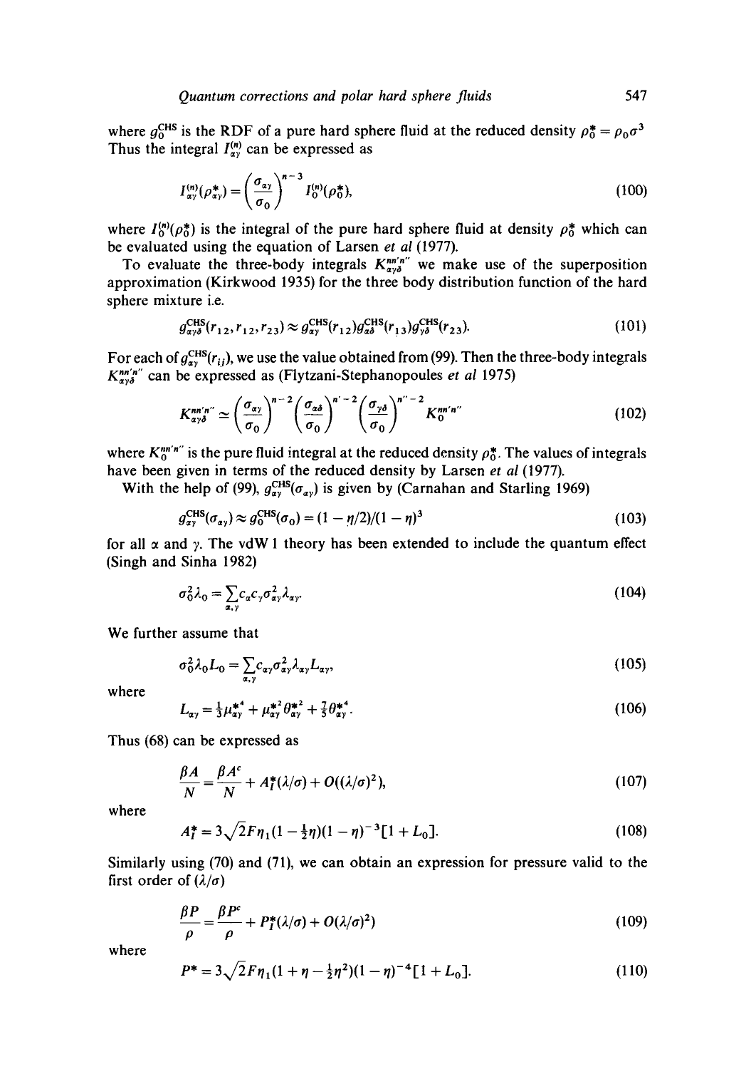where $g_0^{\text{CHS}}$ is the RDF of a pure hard sphere fluid at the reduced density $\rho_0^* = \rho_0 \sigma^3$ Thus the integral $I_{\alpha\gamma}^{(n)}$ can be expressed as

$$I_{\alpha\gamma}^{(n)}(\rho_{\alpha\gamma}^*) = \left(\frac{\sigma_{\alpha\gamma}}{\sigma_0}\right)^{n-3} I_0^{(n)}(\rho_0^*), \tag{100}$$

where $I_0^{(n)}(\rho_0^*)$ is the integral of the pure hard sphere fluid at density $\rho_0^*$ which can be evaluated using the equation of Larsen *et al* (1977).

To evaluate the three-body integrals $K_{\alpha\gamma\delta}^{nn'n''}$ we make use of the superposition approximation (Kirkwood 1935) for the three body distribution function of the hard sphere mixture i.e.

$$g_{\alpha\gamma\delta}^{\text{CHS}}(r_{12}, r_{12}, r_{23}) \approx g_{\alpha\gamma}^{\text{CHS}}(r_{12}) g_{\alpha\delta}^{\text{CHS}}(r_{13}) g_{\gamma\delta}^{\text{CHS}}(r_{23}). \tag{101}$$

For each of $g_{\alpha\gamma}^{\text{CHS}}(r_{ij})$, we use the value obtained from (99). Then the three-body integrals $K_{\alpha\gamma\delta}^{nn'n''}$ can be expressed as (Flytzani-Stephanopoules *et al* 1975)

$$K_{\alpha\gamma\delta}^{nn'n''} \simeq \left(\frac{\sigma_{\alpha\gamma}}{\sigma_0}\right)^{n-2} \left(\frac{\sigma_{\alpha\delta}}{\sigma_0}\right)^{n'-2} \left(\frac{\sigma_{\gamma\delta}}{\sigma_0}\right)^{n''-2} K_0^{nn'n''} \tag{102}$$

where $K_0^{nn'n''}$ is the pure fluid integral at the reduced density $\rho_0^*$. The values of integrals have been given in terms of the reduced density by Larsen *et al* (1977).

With the help of (99), $g_{\alpha\gamma}^{\text{CHS}}(\sigma_{\alpha\gamma})$ is given by (Carnahan and Starling 1969)

$$g_{\alpha\gamma}^{\text{CHS}}(\sigma_{\alpha\gamma}) \approx g_0^{\text{CHS}}(\sigma_0) = (1 - \eta/2)/(1 - \eta)^3 \tag{103}$$

for all $\alpha$ and $\gamma$. The vdW 1 theory has been extended to include the quantum effect (Singh and Sinha 1982)

$$\sigma_0^2 \lambda_0 = \sum_{\alpha,\gamma} c_\alpha c_\gamma \sigma_{\alpha\gamma}^2 \lambda_{\alpha\gamma}. \tag{104}$$

We further assume that

$$\sigma_0^2 \lambda_0 L_0 = \sum_{\alpha,\gamma} c_{\alpha\gamma} \sigma_{\alpha\gamma}^2 \lambda_{\alpha\gamma} L_{\alpha\gamma}, \tag{105}$$

where

$$L_{\alpha\gamma} = \tfrac{1}{3}\mu_{\alpha\gamma}^{*4} + \mu_{\alpha\gamma}^{*2}\theta_{\alpha\gamma}^{*2} + \tfrac{7}{5}\theta_{\alpha\gamma}^{*4}. \tag{106}$$

Thus (68) can be expressed as

$$\frac{\beta A}{N} = \frac{\beta A^c}{N} + A_I^*(\lambda/\sigma) + O((\lambda/\sigma)^2), \tag{107}$$

where

$$A_I^* = 3\sqrt{2} F \eta_1 (1 - \tfrac{1}{2}\eta)(1 - \eta)^{-3}[1 + L_0]. \tag{108}$$

Similarly using (70) and (71), we can obtain an expression for pressure valid to the first order of $(\lambda/\sigma)$

$$\frac{\beta P}{\rho} = \frac{\beta P^c}{\rho} + P_I^*(\lambda/\sigma) + O(\lambda/\sigma)^2) \tag{109}$$

where

$$P^* = 3\sqrt{2} F \eta_1 (1 + \eta - \tfrac{1}{2}\eta^2)(1 - \eta)^{-4}[1 + L_0]. \tag{110}$$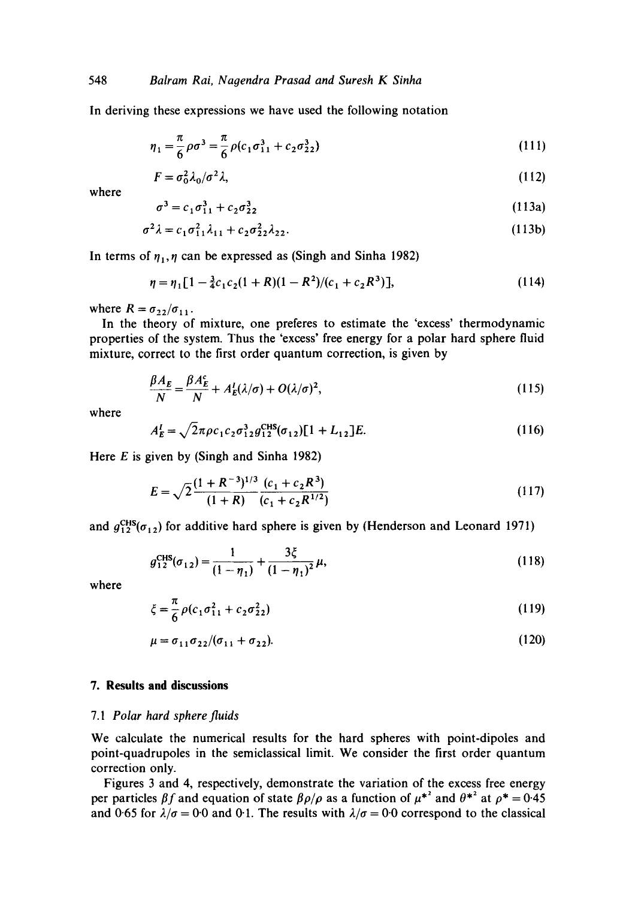In deriving these expressions we have used the following notation

$$\eta_1 = \frac{\pi}{6}\rho\sigma^3 = \frac{\pi}{6}\rho(c_1\sigma_{11}^3 + c_2\sigma_{22}^3) \tag{111}$$

$$F = \sigma_0^2\lambda_0/\sigma^2\lambda, \tag{112}$$

where

$$\sigma^3 = c_1\sigma_{11}^3 + c_2\sigma_{22}^3 \tag{113a}$$

$$\sigma^2\lambda = c_1\sigma_{11}^2\lambda_{11} + c_2\sigma_{22}^2\lambda_{22}. \tag{113b}$$

In terms of $\eta_1, \eta$ can be expressed as (Singh and Sinha 1982)

$$\eta = \eta_1[1 - \tfrac{3}{4}c_1c_2(1+R)(1-R^2)/(c_1 + c_2R^3)], \tag{114}$$

where $R = \sigma_{22}/\sigma_{11}$.

In the theory of mixture, one preferes to estimate the 'excess' thermodynamic properties of the system. Thus the 'excess' free energy for a polar hard sphere fluid mixture, correct to the first order quantum correction, is given by

$$\frac{\beta A_E}{N} = \frac{\beta A_E^c}{N} + A_E^l(\lambda/\sigma) + O(\lambda/\sigma)^2, \tag{115}$$

where

$$A_E^l = \sqrt{2}\pi\rho c_1c_2\sigma_{12}^3 g_{12}^{\text{CHS}}(\sigma_{12})[1 + L_{12}]E. \tag{116}$$

Here $E$ is given by (Singh and Sinha 1982)

$$E = \sqrt{2}\frac{(1+R^{-3})^{1/3}}{(1+R)}\frac{(c_1 + c_2R^3)}{(c_1 + c_2R^{1/2})} \tag{117}$$

and $g_{12}^{\text{CHS}}(\sigma_{12})$ for additive hard sphere is given by (Henderson and Leonard 1971)

$$g_{12}^{\text{CHS}}(\sigma_{12}) = \frac{1}{(1-\eta_1)} + \frac{3\xi}{(1-\eta_1)^2}\mu, \tag{118}$$

where

$$\xi = \frac{\pi}{6}\rho(c_1\sigma_{11}^2 + c_2\sigma_{22}^2) \tag{119}$$

$$\mu = \sigma_{11}\sigma_{22}/(\sigma_{11} + \sigma_{22}). \tag{120}$$

## 7. Results and discussions

### 7.1 *Polar hard sphere fluids*

We calculate the numerical results for the hard spheres with point-dipoles and point-quadrupoles in the semiclassical limit. We consider the first order quantum correction only.

Figures 3 and 4, respectively, demonstrate the variation of the excess free energy per particles $\beta f$ and equation of state $\beta p/\rho$ as a function of $\mu^{*^2}$ and $\theta^{*^2}$ at $\rho^* = 0{\cdot}45$ and $0{\cdot}65$ for $\lambda/\sigma = 0{\cdot}0$ and $0{\cdot}1$. The results with $\lambda/\sigma = 0{\cdot}0$ correspond to the classical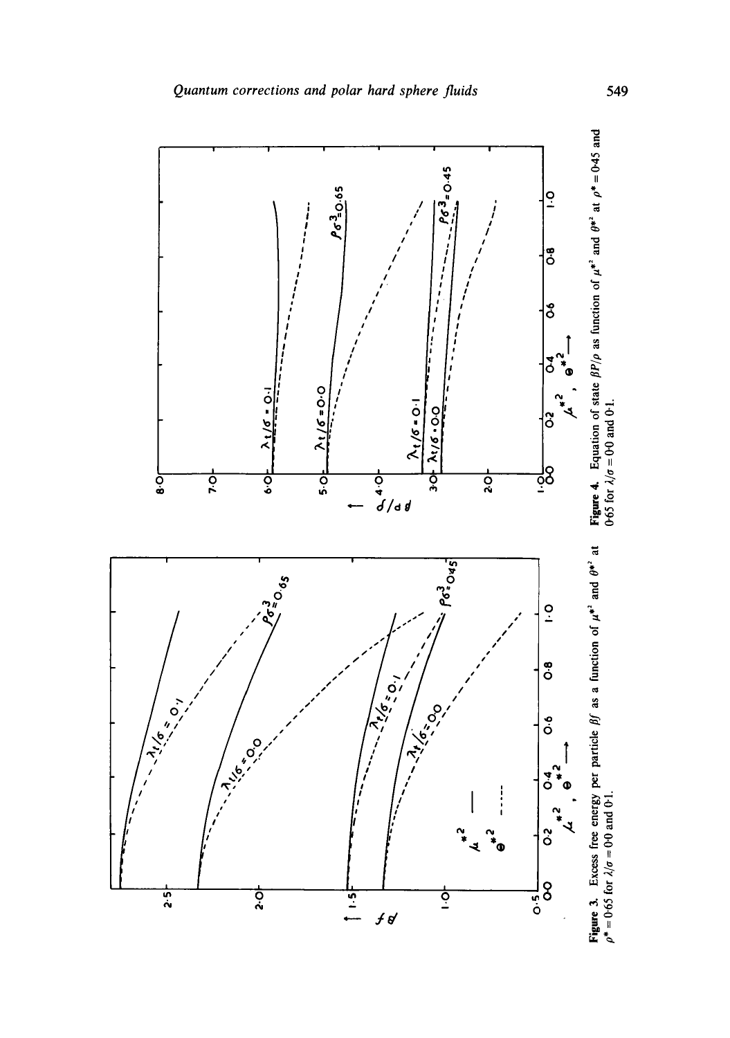**Figure 3.** Excess free energy per particle $\beta f$ as a function of $\mu^{*2}$ and $\theta^{*2}$ at $\rho^* = 0{\cdot}65$ for $\lambda/\sigma = 0{\cdot}0$ and $0{\cdot}1$.

**Figure 4.** Equation of state $\beta P/\rho$ as function of $\mu^{*2}$ and $\theta^{*2}$ at $\rho^* = 0{\cdot}45$ and $0{\cdot}65$ for $\lambda/\sigma = 0{\cdot}0$ and $0{\cdot}1$.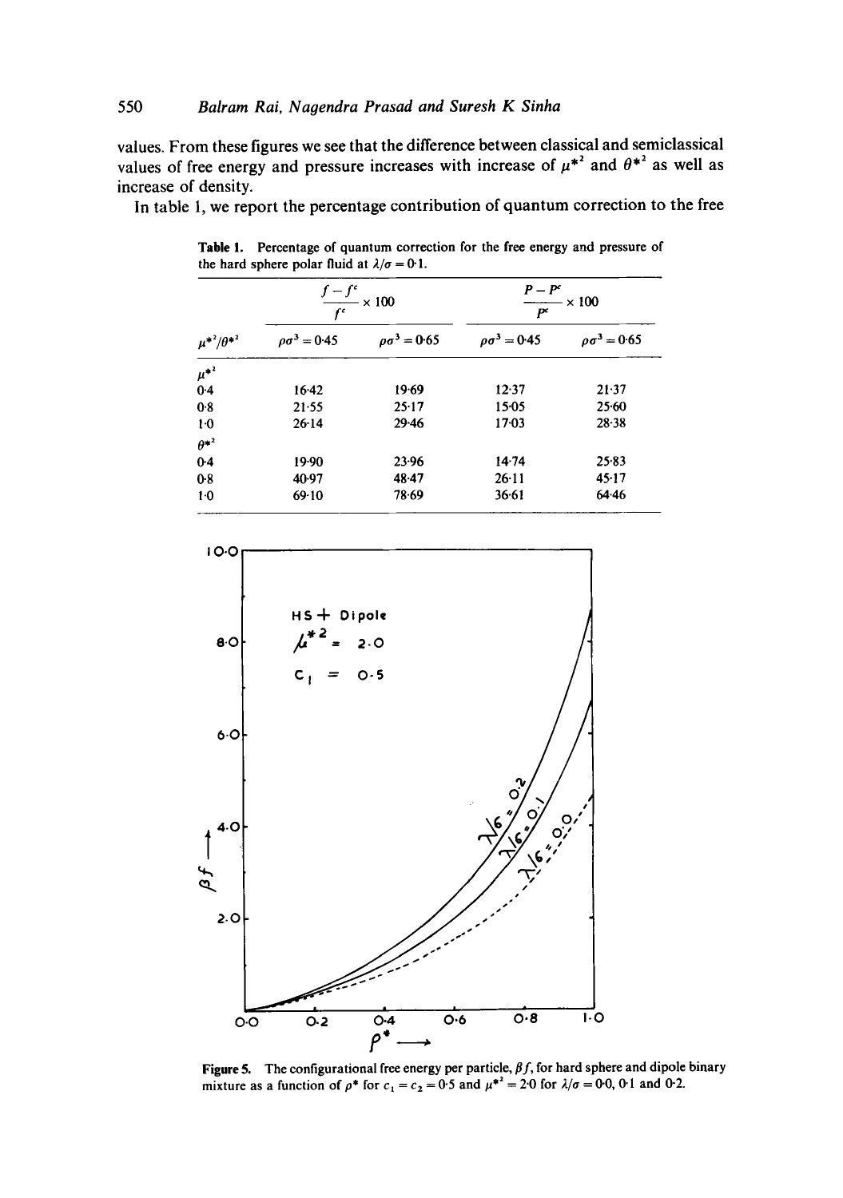values. From these figures we see that the difference between classical and semiclassical values of free energy and pressure increases with increase of $\mu^{*2}$ and $\theta^{*2}$ as well as increase of density.

In table 1, we report the percentage contribution of quantum correction to the free

**Table 1.** Percentage of quantum correction for the free energy and pressure of the hard sphere polar fluid at $\lambda/\sigma = 0.1$.

| $\mu^{*2}/\theta^{*2}$ | $\frac{f - f^c}{f^c} \times 100$ | | $\frac{P - P^c}{P^c} \times 100$ | |
|---|---|---|---|---|
| | $\rho\sigma^3 = 0.45$ | $\rho\sigma^3 = 0.65$ | $\rho\sigma^3 = 0.45$ | $\rho\sigma^3 = 0.65$ |
| $\mu^{*2}$ | | | | |
| 0.4 | 16.42 | 19.69 | 12.37 | 21.37 |
| 0.8 | 21.55 | 25.17 | 15.05 | 25.60 |
| 1.0 | 26.14 | 29.46 | 17.03 | 28.38 |
| $\theta^{*2}$ | | | | |
| 0.4 | 19.90 | 23.96 | 14.74 | 25.83 |
| 0.8 | 40.97 | 48.47 | 26.11 | 45.17 |
| 1.0 | 69.10 | 78.69 | 36.61 | 64.46 |

**Figure 5.** The configurational free energy per particle, $\beta f$, for hard sphere and dipole binary mixture as a function of $\rho^*$ for $c_1 = c_2 = 0.5$ and $\mu^{*2} = 2.0$ for $\lambda/\sigma = 0.0$, $0.1$ and $0.2$.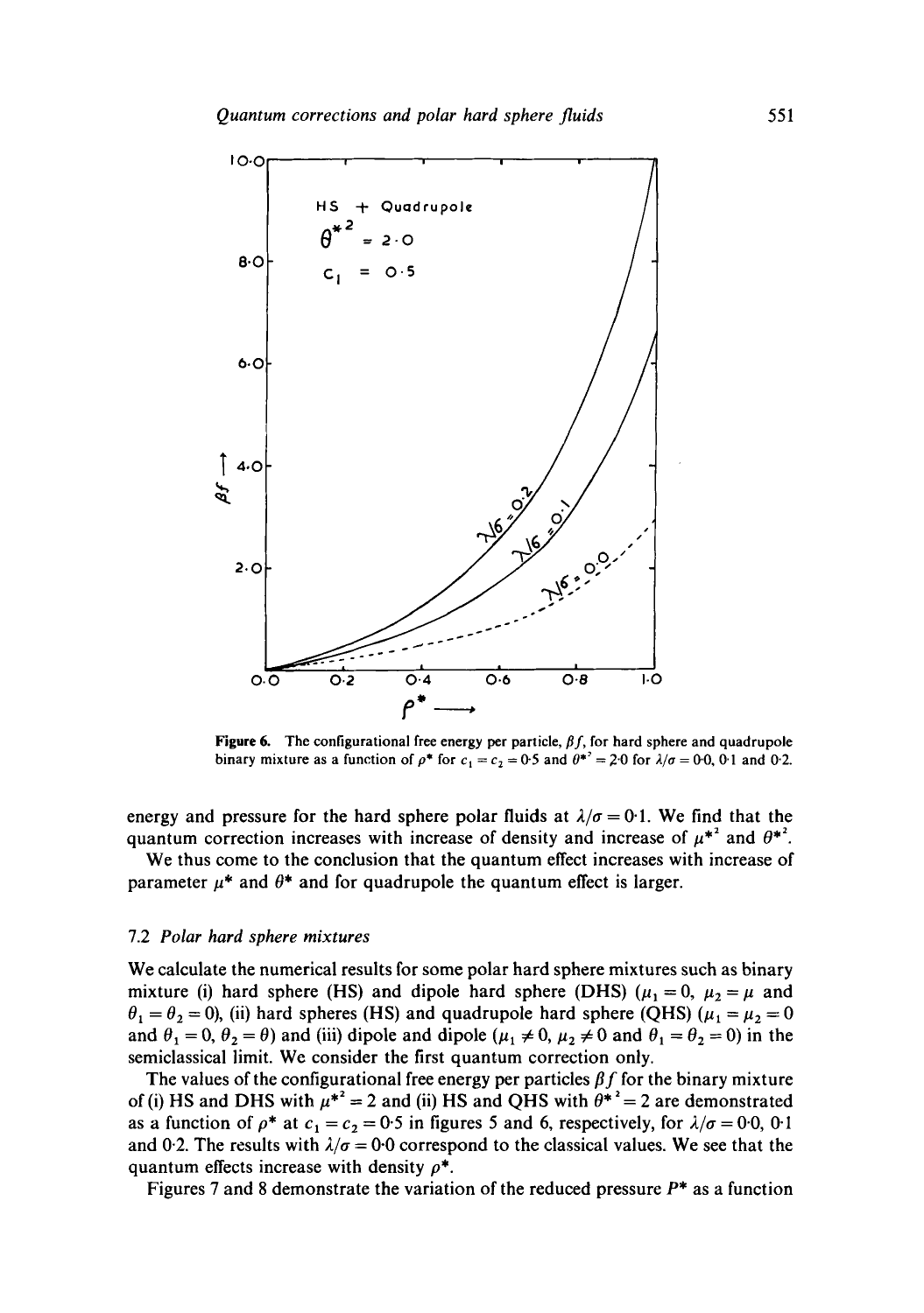Figure 6. The configurational free energy per particle, $\beta f$, for hard sphere and quadrupole binary mixture as a function of $\rho^*$ for $c_1 = c_2 = 0.5$ and $\theta^{*^2} = 2.0$ for $\lambda/\sigma = 0.0$, 0.1 and 0.2.

energy and pressure for the hard sphere polar fluids at $\lambda/\sigma = 0.1$. We find that the quantum correction increases with increase of density and increase of $\mu^{*^2}$ and $\theta^{*^2}$.

We thus come to the conclusion that the quantum effect increases with increase of parameter $\mu^*$ and $\theta^*$ and for quadrupole the quantum effect is larger.

### 7.2 Polar hard sphere mixtures

We calculate the numerical results for some polar hard sphere mixtures such as binary mixture (i) hard sphere (HS) and dipole hard sphere (DHS) ($\mu_1 = 0$, $\mu_2 = \mu$ and $\theta_1 = \theta_2 = 0$), (ii) hard spheres (HS) and quadrupole hard sphere (QHS) ($\mu_1 = \mu_2 = 0$ and $\theta_1 = 0$, $\theta_2 = \theta$) and (iii) dipole and dipole ($\mu_1 \neq 0$, $\mu_2 \neq 0$ and $\theta_1 = \theta_2 = 0$) in the semiclassical limit. We consider the first quantum correction only.

The values of the configurational free energy per particles $\beta f$ for the binary mixture of (i) HS and DHS with $\mu^{*^2} = 2$ and (ii) HS and QHS with $\theta^{*^2} = 2$ are demonstrated as a function of $\rho^*$ at $c_1 = c_2 = 0.5$ in figures 5 and 6, respectively, for $\lambda/\sigma = 0.0$, 0.1 and 0.2. The results with $\lambda/\sigma = 0.0$ correspond to the classical values. We see that the quantum effects increase with density $\rho^*$.

Figures 7 and 8 demonstrate the variation of the reduced pressure $P^*$ as a function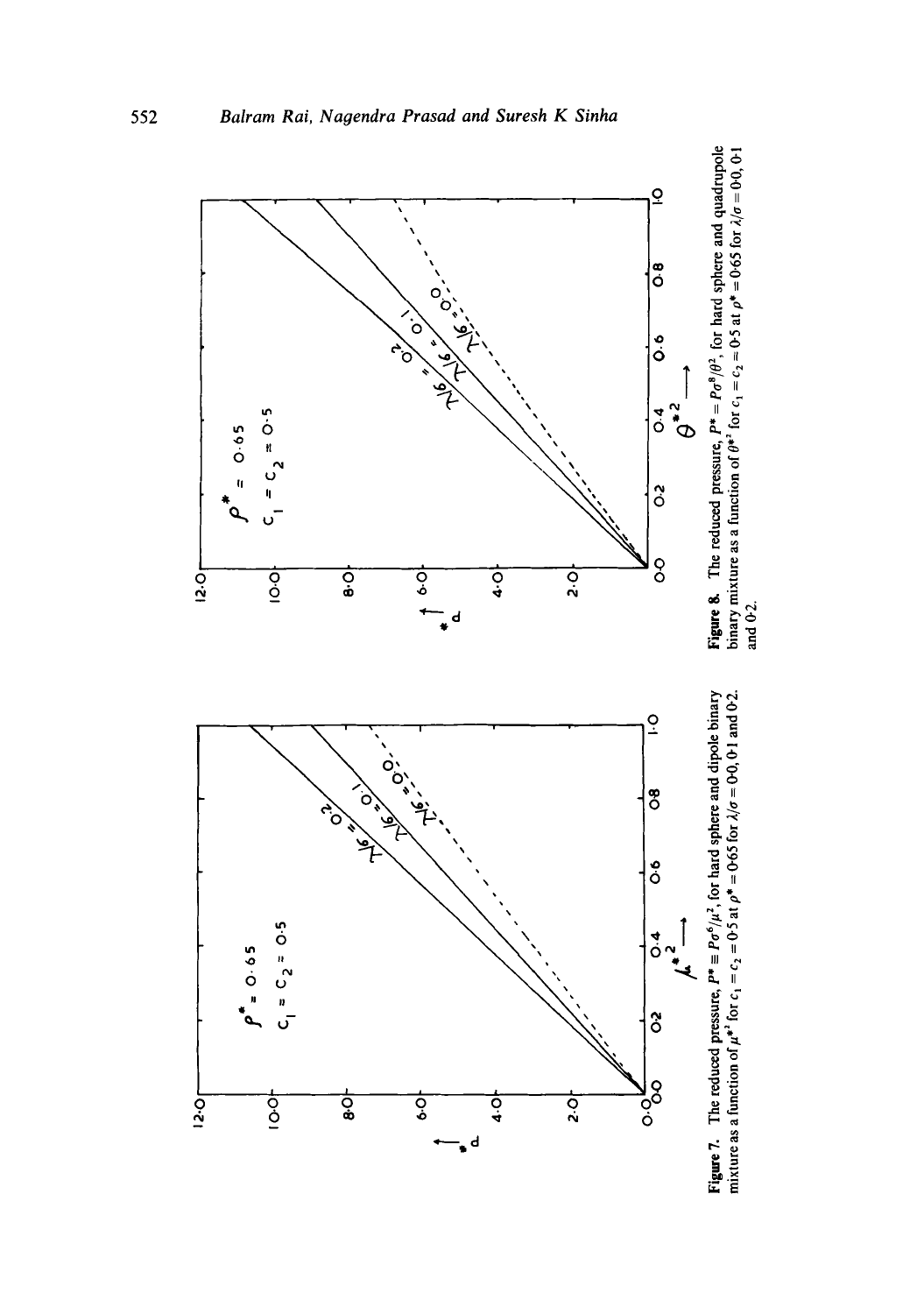**Figure 7.** The reduced pressure, $P^* \equiv P\sigma^6/\mu^2$, for hard sphere and dipole binary mixture as a function of $\mu^{*2}$ for $c_1 = c_2 = 0.5$ at $\rho^* = 0.65$ for $\lambda/\sigma = 0.0$, 0.1 and 0.2.

**Figure 8.** The reduced pressure, $P^* = P\sigma^8/\theta^2$, for hard sphere and quadrupole binary mixture as a function of $\theta^{*2}$ for $c_1 = c_2 = 0.5$ at $\rho^* = 0.65$ for $\lambda/\sigma = 0.0$, 0.1 and 0.2.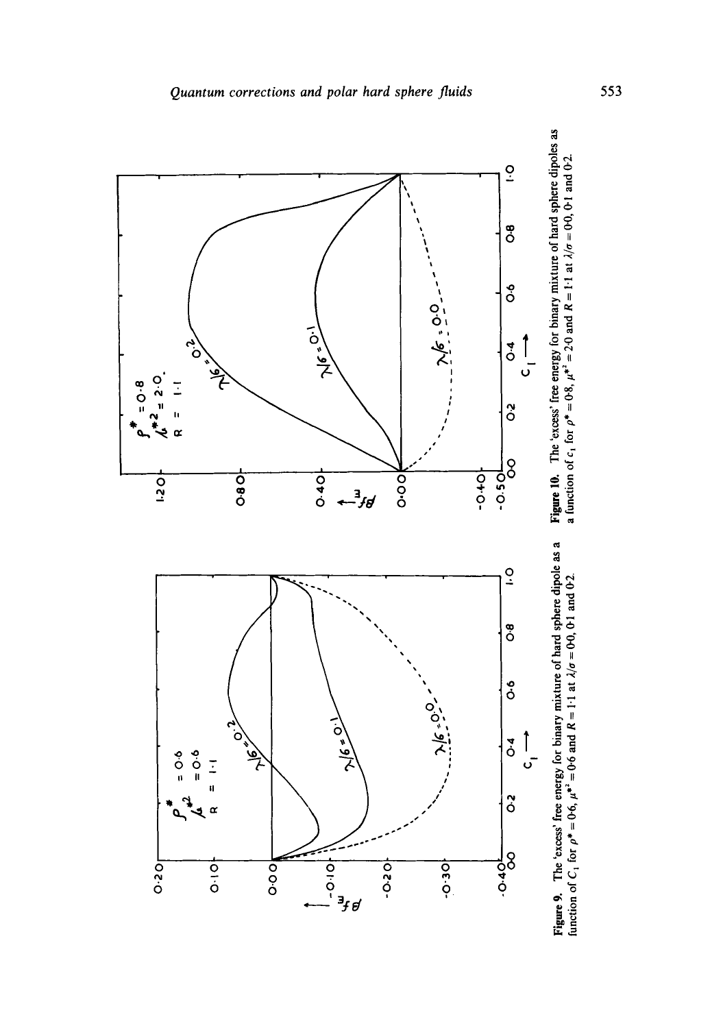**Figure 9.** The 'excess' free energy for binary mixture of hard sphere dipole as a function of $C_1$ for $\rho^* = 0{\cdot}6$, $\mu^{*2} = 0{\cdot}6$ and $R = 1{\cdot}1$ at $\lambda/\sigma = 0{\cdot}0$, $0{\cdot}1$ and $0{\cdot}2$.

**Figure 10.** The 'excess' free energy for binary mixture of hard sphere dipoles as a function of $c_1$ for $\rho^* = 0{\cdot}8$, $\mu^{*2} = 2{\cdot}0$ and $R = 1{\cdot}1$ at $\lambda/\sigma = 0{\cdot}0$, $0{\cdot}1$ and $0{\cdot}2$.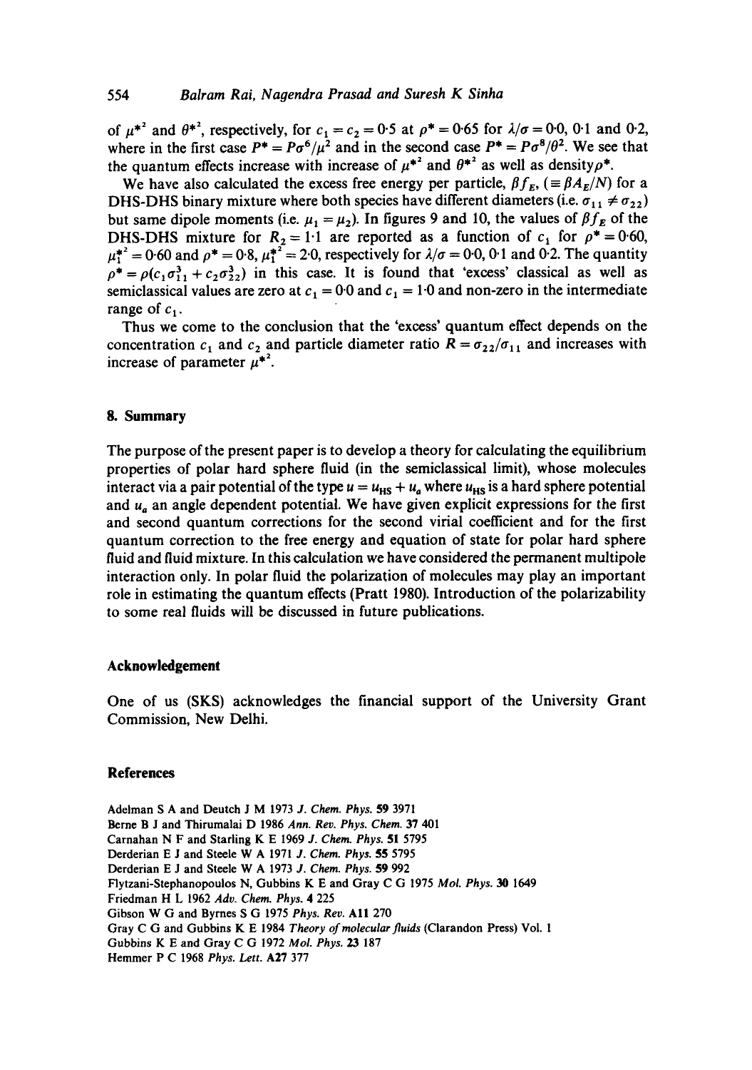of $\mu^{*2}$ and $\theta^{*2}$, respectively, for $c_1 = c_2 = 0{\cdot}5$ at $\rho^* = 0{\cdot}65$ for $\lambda/\sigma = 0{\cdot}0$, $0{\cdot}1$ and $0{\cdot}2$, where in the first case $P^* = P\sigma^6/\mu^2$ and in the second case $P^* = P\sigma^8/\theta^2$. We see that the quantum effects increase with increase of $\mu^{*2}$ and $\theta^{*2}$ as well as density $\rho^*$.

We have also calculated the excess free energy per particle, $\beta f_E$, $(\equiv \beta A_E/N)$ for a DHS-DHS binary mixture where both species have different diameters (i.e. $\sigma_{11} \neq \sigma_{22}$) but same dipole moments (i.e. $\mu_1 = \mu_2$). In figures 9 and 10, the values of $\beta f_E$ of the DHS-DHS mixture for $R_2 = 1{\cdot}1$ are reported as a function of $c_1$ for $\rho^* = 0{\cdot}60$, $\mu_1^{*2} = 0{\cdot}60$ and $\rho^* = 0{\cdot}8$, $\mu_1^{*2} = 2{\cdot}0$, respectively for $\lambda/\sigma = 0{\cdot}0$, $0{\cdot}1$ and $0{\cdot}2$. The quantity $\rho^* = \rho(c_1\sigma_{11}^3 + c_2\sigma_{22}^3)$ in this case. It is found that 'excess' classical as well as semiclassical values are zero at $c_1 = 0{\cdot}0$ and $c_1 = 1{\cdot}0$ and non-zero in the intermediate range of $c_1$.

Thus we come to the conclusion that the 'excess' quantum effect depends on the concentration $c_1$ and $c_2$ and particle diameter ratio $R = \sigma_{22}/\sigma_{11}$ and increases with increase of parameter $\mu^{*2}$.

## 8. Summary

The purpose of the present paper is to develop a theory for calculating the equilibrium properties of polar hard sphere fluid (in the semiclassical limit), whose molecules interact via a pair potential of the type $u = u_{HS} + u_a$ where $u_{HS}$ is a hard sphere potential and $u_a$ an angle dependent potential. We have given explicit expressions for the first and second quantum corrections for the second virial coefficient and for the first quantum correction to the free energy and equation of state for polar hard sphere fluid and fluid mixture. In this calculation we have considered the permanent multipole interaction only. In polar fluid the polarization of molecules may play an important role in estimating the quantum effects (Pratt 1980). Introduction of the polarizability to some real fluids will be discussed in future publications.

## Acknowledgement

One of us (SKS) acknowledges the financial support of the University Grant Commission, New Delhi.

## References

Adelman S A and Deutch J M 1973 *J. Chem. Phys.* **59** 3971

Berne B J and Thirumalai D 1986 *Ann. Rev. Phys. Chem.* **37** 401

Carnahan N F and Starling K E 1969 *J. Chem. Phys.* **51** 5795

Derderian E J and Steele W A 1971 *J. Chem. Phys.* **55** 5795

Derderian E J and Steele W A 1973 *J. Chem. Phys.* **59** 992

Flytzani-Stephanopoulos N, Gubbins K E and Gray C G 1975 *Mol. Phys.* **30** 1649

Friedman H L 1962 *Adv. Chem. Phys.* **4** 225

Gibson W G and Byrnes S G 1975 *Phys. Rev.* **A11** 270

Gray C G and Gubbins K E 1984 *Theory of molecular fluids* (Clarandon Press) Vol. 1

Gubbins K E and Gray C G 1972 *Mol. Phys.* **23** 187

Hemmer P C 1968 *Phys. Lett.* **A27** 377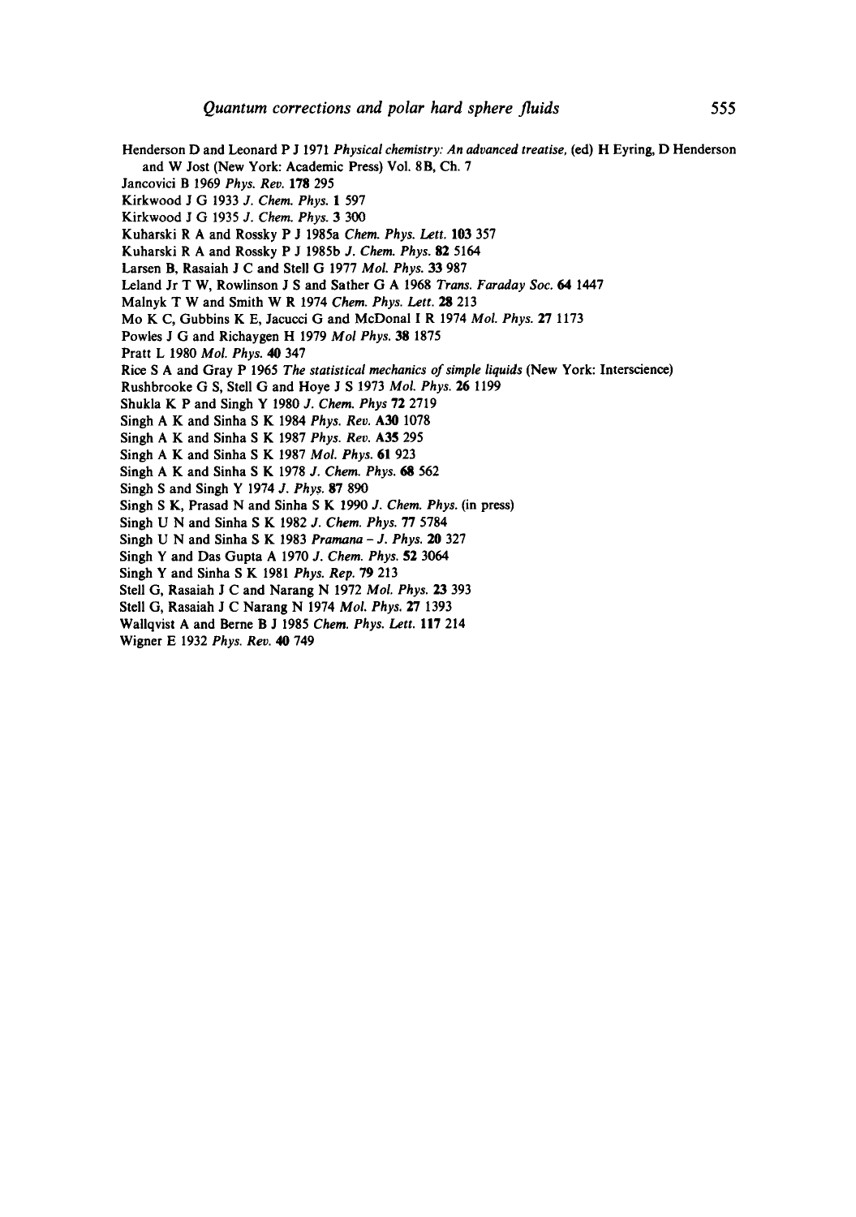Henderson D and Leonard P J 1971 *Physical chemistry: An advanced treatise,* (ed) H Eyring, D Henderson and W Jost (New York: Academic Press) Vol. 8**B**, Ch. 7

Jancovici B 1969 *Phys. Rev.* **178** 295

Kirkwood J G 1933 *J. Chem. Phys.* **1** 597

Kirkwood J G 1935 *J. Chem. Phys.* **3** 300

Kuharski R A and Rossky P J 1985a *Chem. Phys. Lett.* **103** 357

Kuharski R A and Rossky P J 1985b *J. Chem. Phys.* **82** 5164

Larsen B, Rasaiah J C and Stell G 1977 *Mol. Phys.* **33** 987

Leland Jr T W, Rowlinson J S and Sather G A 1968 *Trans. Faraday Soc.* **64** 1447

Malnyk T W and Smith W R 1974 *Chem. Phys. Lett.* **28** 213

Mo K C, Gubbins K E, Jacucci G and McDonal I R 1974 *Mol. Phys.* **27** 1173

Powles J G and Richaygen H 1979 *Mol Phys.* **38** 1875

Pratt L 1980 *Mol. Phys.* **40** 347

Rice S A and Gray P 1965 *The statistical mechanics of simple liquids* (New York: Interscience)

Rushbrooke G S, Stell G and Hoye J S 1973 *Mol. Phys.* **26** 1199

Shukla K P and Singh Y 1980 *J. Chem. Phys* **72** 2719

Singh A K and Sinha S K 1984 *Phys. Rev.* **A30** 1078

Singh A K and Sinha S K 1987 *Phys. Rev.* **A35** 295

Singh A K and Sinha S K 1987 *Mol. Phys.* **61** 923

Singh A K and Sinha S K 1978 *J. Chem. Phys.* **68** 562

Singh S and Singh Y 1974 *J. Phys.* **87** 890

Singh S K, Prasad N and Sinha S K 1990 *J. Chem. Phys.* (in press)

Singh U N and Sinha S K 1982 *J. Chem. Phys.* **77** 5784

Singh U N and Sinha S K 1983 *Pramana – J. Phys.* **20** 327

Singh Y and Das Gupta A 1970 *J. Chem. Phys.* **52** 3064

Singh Y and Sinha S K 1981 *Phys. Rep.* **79** 213

Stell G, Rasaiah J C and Narang N 1972 *Mol. Phys.* **23** 393

Stell G, Rasaiah J C Narang N 1974 *Mol. Phys.* **27** 1393

Wallqvist A and Berne B J 1985 *Chem. Phys. Lett.* **117** 214

Wigner E 1932 *Phys. Rev.* **40** 749